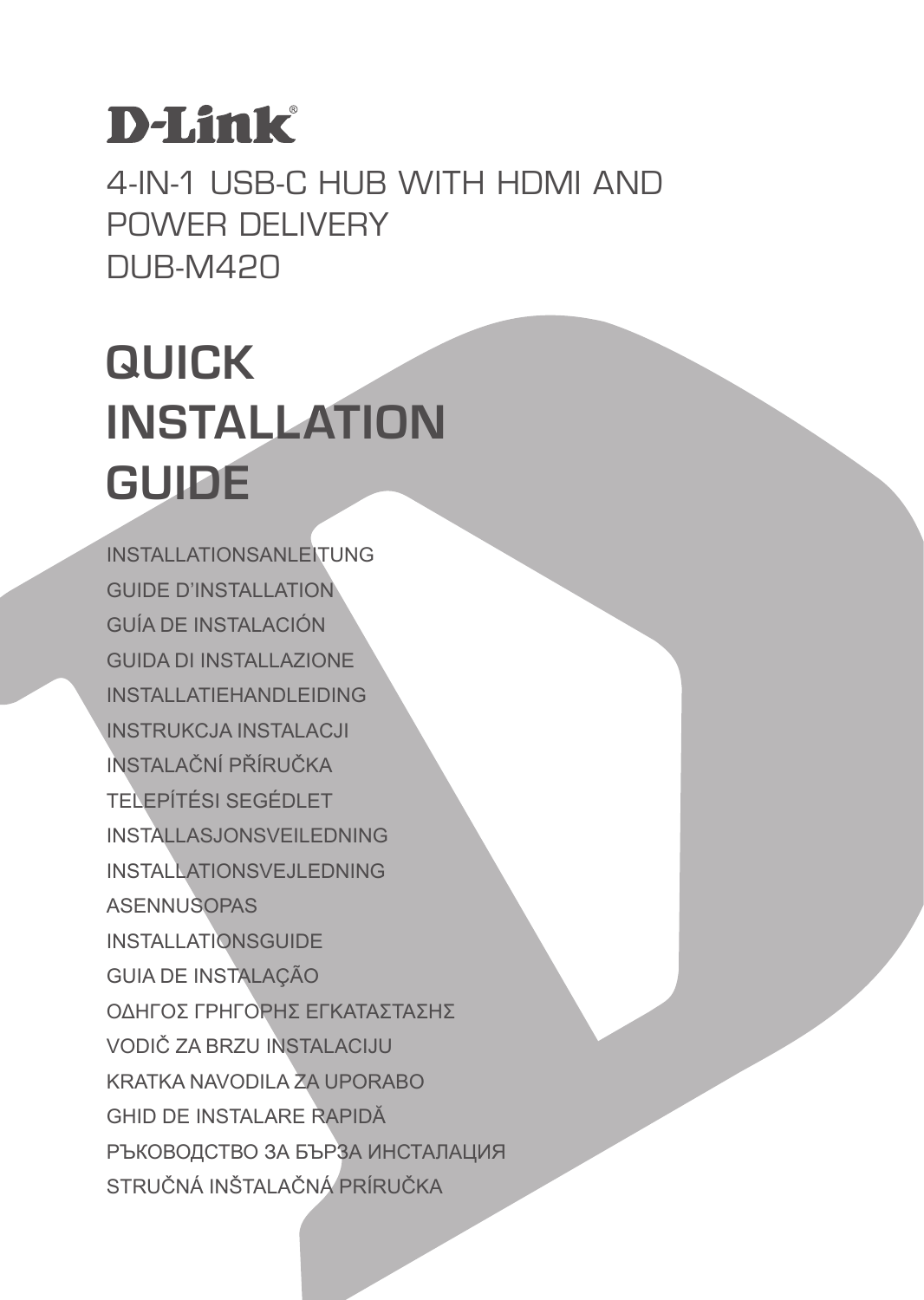D-Link®

4-IN-1 USB-C HUB WITH HDMI AND POWER DELIVERY
DUB-M420

# QUICK INSTALLATION GUIDE

INSTALLATIONSANLEITUNG
GUIDE D'INSTALLATION
GUÍA DE INSTALACIÓN
GUIDA DI INSTALLAZIONE
INSTALLATIEHANDLEIDING
INSTRUKCJA INSTALACJI
INSTALAČNÍ PŘÍRUČKA
TELEPÍTÉSI SEGÉDLET
INSTALLASJONSVEILEDNING
INSTALLATIONSVEJLEDNING
ASENNUSOPAS
INSTALLATIONSGUIDE
GUIA DE INSTALAÇÃO
ΟΔΗΓΟΣ ΓΡΗΓΟΡΗΣ ΕΓΚΑΤΑΣΤΑΣΗΣ
VODIČ ZA BRZU INSTALACIJU
KRATKA NAVODILA ZA UPORABO
GHID DE INSTALARE RAPIDĂ
РЪКОВОДСТВО ЗА БЪРЗА ИНСТАЛАЦИЯ
STRUČNÁ INŠTALAČNÁ PRÍRUČKA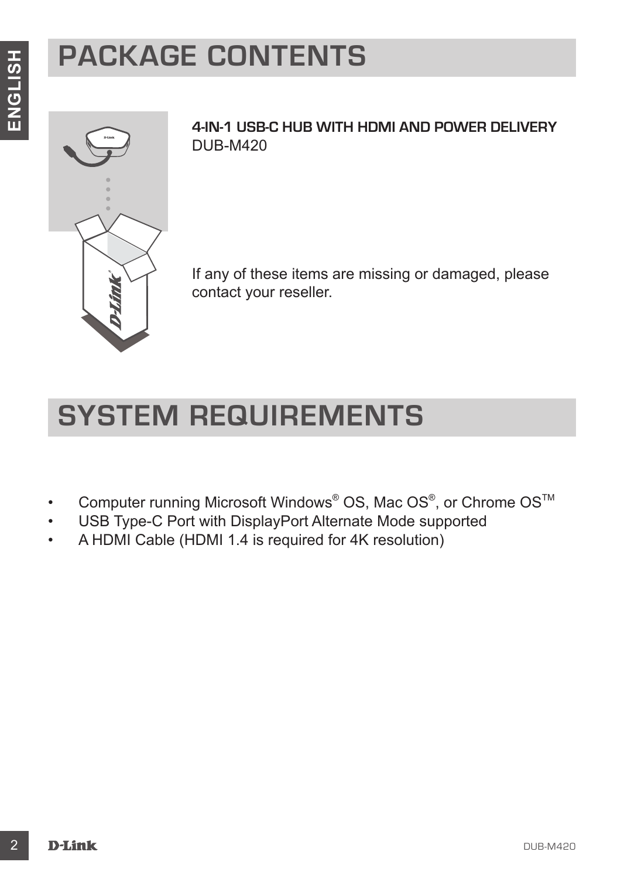# PACKAGE CONTENTS

**4-IN-1 USB-C HUB WITH HDMI AND POWER DELIVERY**
DUB-M420

If any of these items are missing or damaged, please contact your reseller.

# SYSTEM REQUIREMENTS

- Computer running Microsoft Windows® OS, Mac OS®, or Chrome OS™
- USB Type-C Port with DisplayPort Alternate Mode supported
- A HDMI Cable (HDMI 1.4 is required for 4K resolution)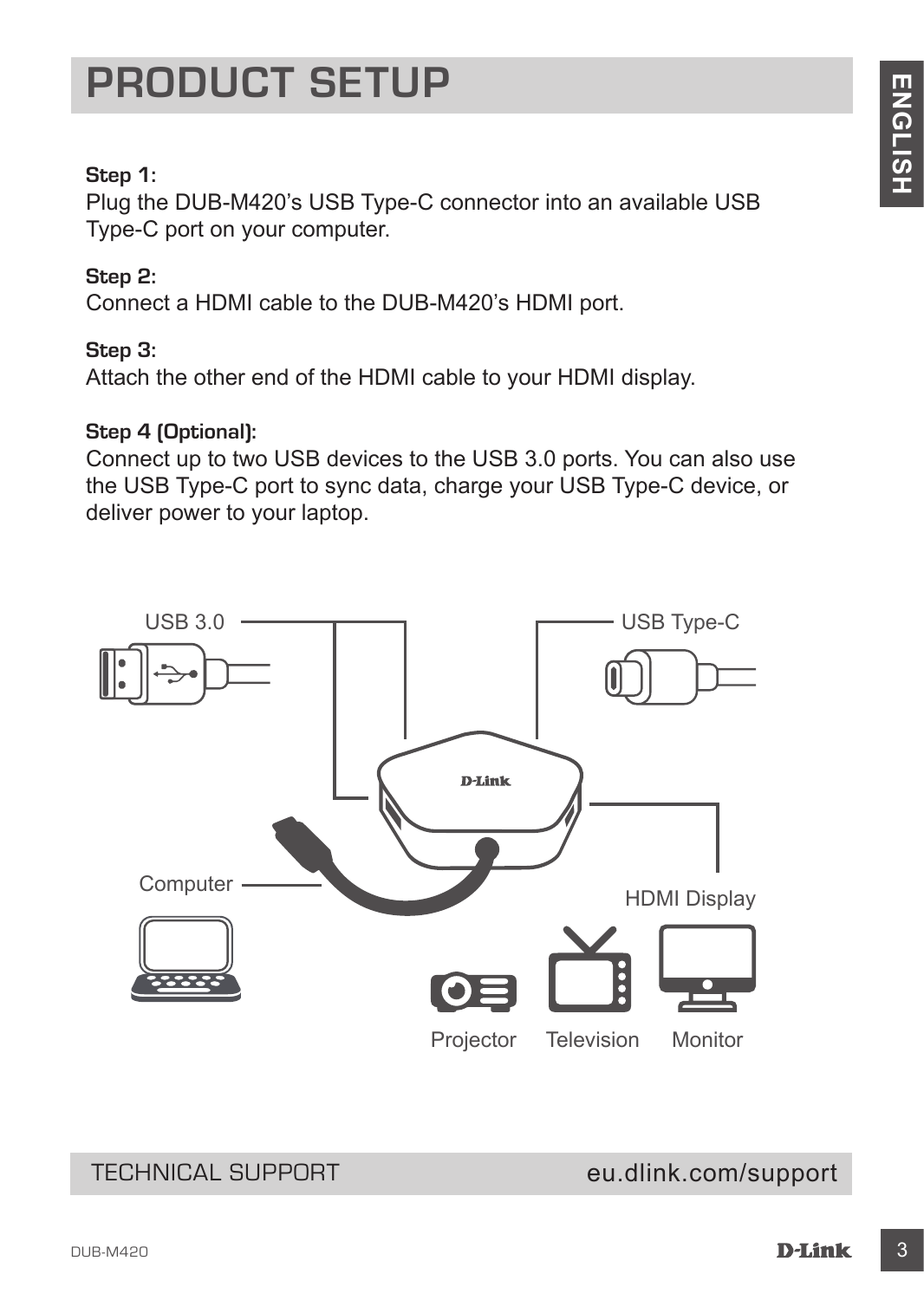# PRODUCT SETUP

**Step 1:**
Plug the DUB-M420's USB Type-C connector into an available USB Type-C port on your computer.

**Step 2:**
Connect a HDMI cable to the DUB-M420's HDMI port.

**Step 3:**
Attach the other end of the HDMI cable to your HDMI display.

**Step 4 (Optional):**
Connect up to two USB devices to the USB 3.0 ports. You can also use the USB Type-C port to sync data, charge your USB Type-C device, or deliver power to your laptop.

USB 3.0

USB Type-C

Computer

HDMI Display

Projector Television Monitor

TECHNICAL SUPPORT eu.dlink.com/support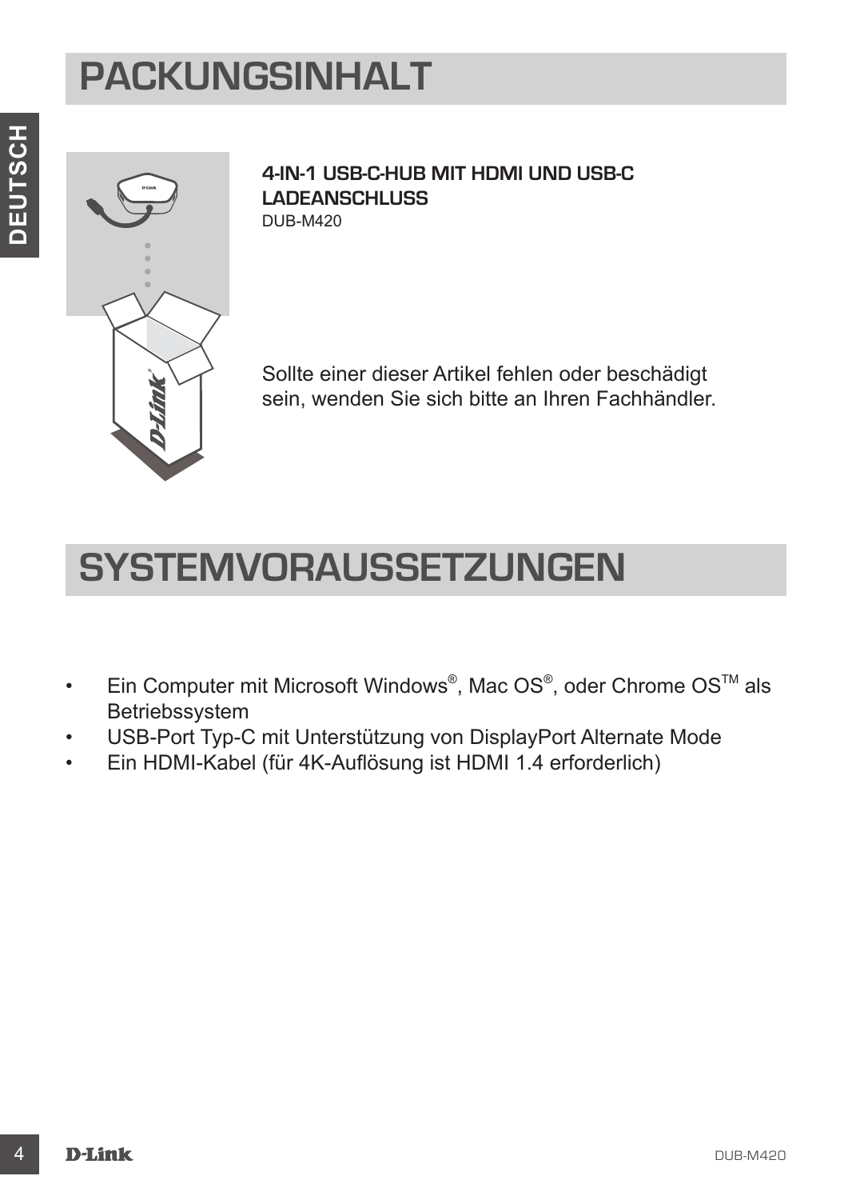# PACKUNGSINHALT

**4-IN-1 USB-C-HUB MIT HDMI UND USB-C LADEANSCHLUSS**
DUB-M420

Sollte einer dieser Artikel fehlen oder beschädigt sein, wenden Sie sich bitte an Ihren Fachhändler.

# SYSTEMVORAUSSETZUNGEN

- Ein Computer mit Microsoft Windows®, Mac OS®, oder Chrome OS™ als Betriebssystem
- USB-Port Typ-C mit Unterstützung von DisplayPort Alternate Mode
- Ein HDMI-Kabel (für 4K-Auflösung ist HDMI 1.4 erforderlich)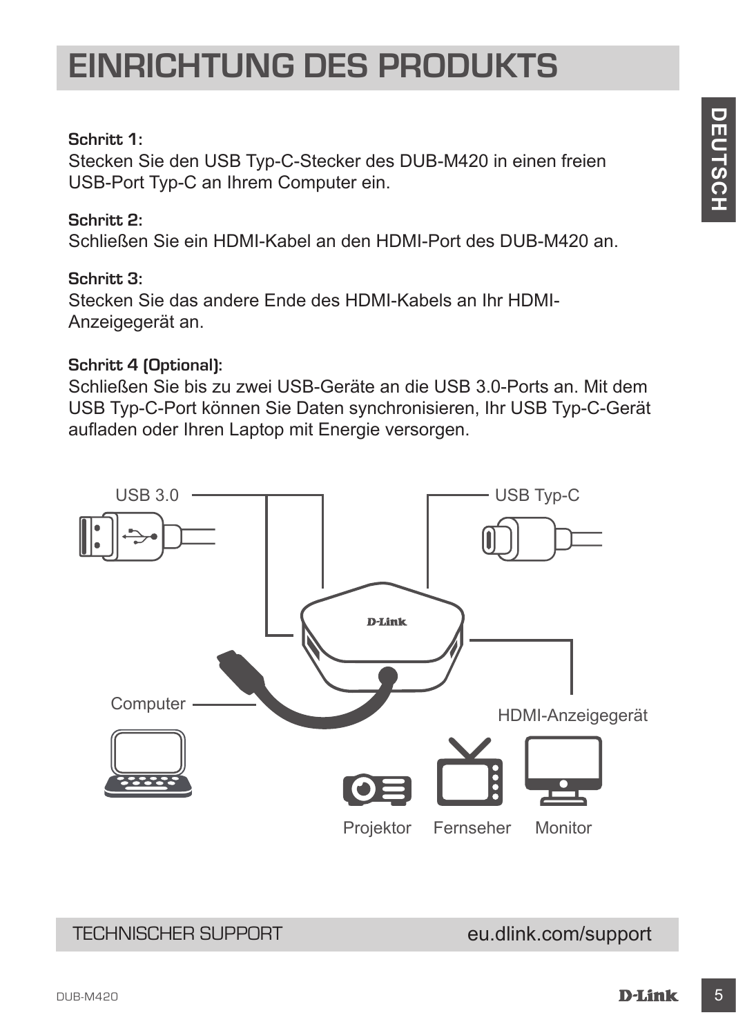# EINRICHTUNG DES PRODUKTS

**Schritt 1:**
Stecken Sie den USB Typ-C-Stecker des DUB-M420 in einen freien USB-Port Typ-C an Ihrem Computer ein.

**Schritt 2:**
Schließen Sie ein HDMI-Kabel an den HDMI-Port des DUB-M420 an.

**Schritt 3:**
Stecken Sie das andere Ende des HDMI-Kabels an Ihr HDMI-Anzeigegerät an.

**Schritt 4 (Optional):**
Schließen Sie bis zu zwei USB-Geräte an die USB 3.0-Ports an. Mit dem USB Typ-C-Port können Sie Daten synchronisieren, Ihr USB Typ-C-Gerät aufladen oder Ihren Laptop mit Energie versorgen.

USB 3.0

USB Typ-C

Computer

HDMI-Anzeigegerät

Projektor Fernseher Monitor

TECHNISCHER SUPPORT eu.dlink.com/support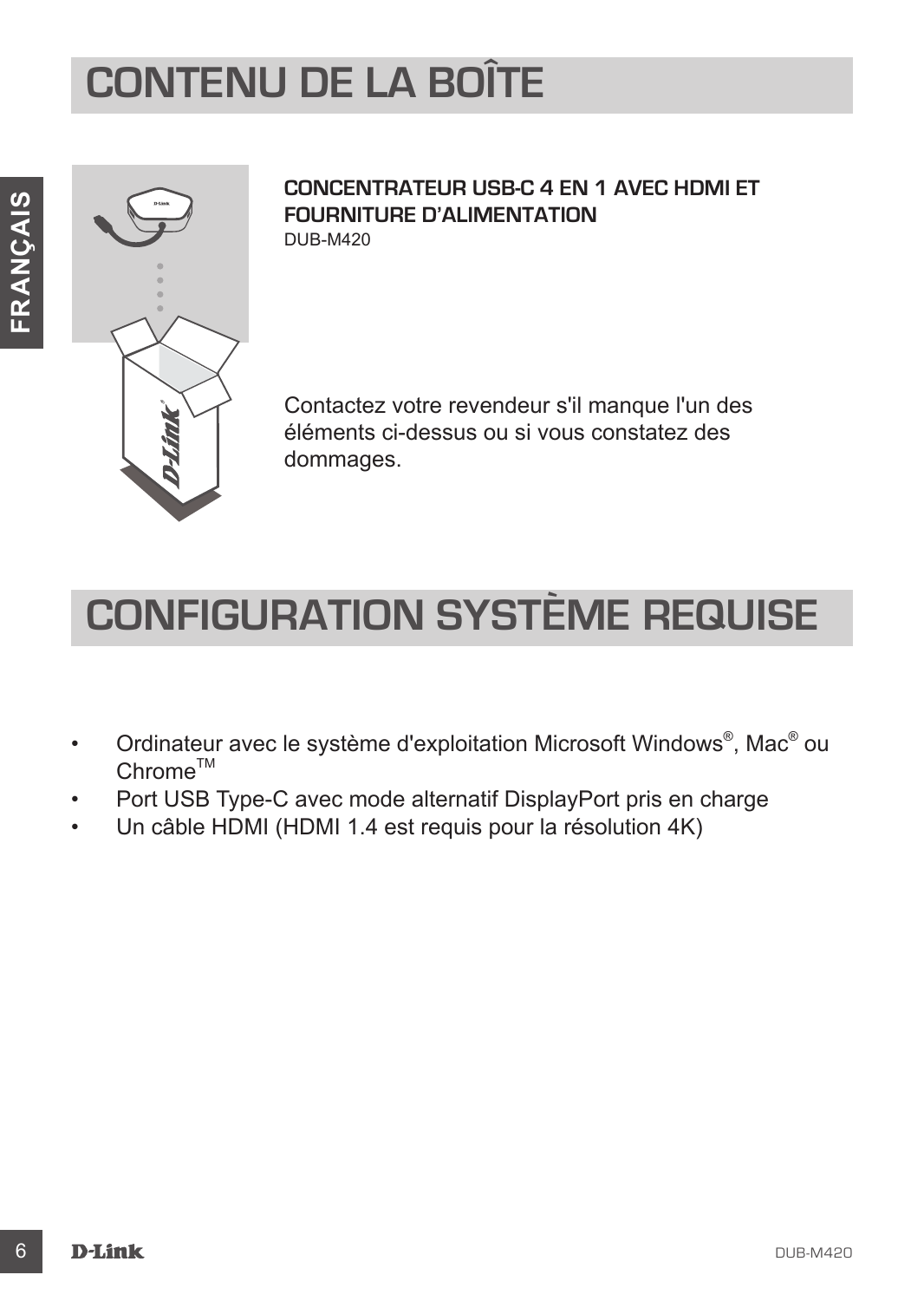# CONTENU DE LA BOÎTE

**CONCENTRATEUR USB-C 4 EN 1 AVEC HDMI ET FOURNITURE D'ALIMENTATION**
DUB-M420

Contactez votre revendeur s'il manque l'un des éléments ci-dessus ou si vous constatez des dommages.

# CONFIGURATION SYSTÈME REQUISE

- Ordinateur avec le système d'exploitation Microsoft Windows®, Mac® ou Chrome™
- Port USB Type-C avec mode alternatif DisplayPort pris en charge
- Un câble HDMI (HDMI 1.4 est requis pour la résolution 4K)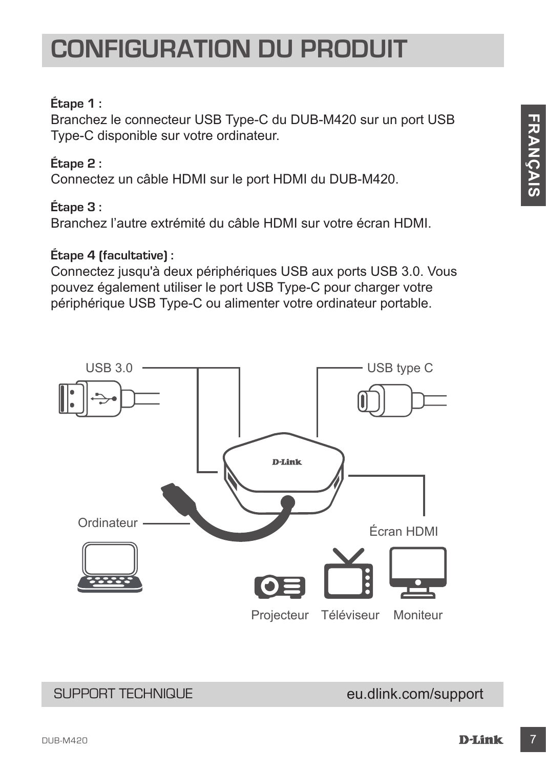# CONFIGURATION DU PRODUIT

**Étape 1 :**
Branchez le connecteur USB Type-C du DUB-M420 sur un port USB Type-C disponible sur votre ordinateur.

**Étape 2 :**
Connectez un câble HDMI sur le port HDMI du DUB-M420.

**Étape 3 :**
Branchez l'autre extrémité du câble HDMI sur votre écran HDMI.

**Étape 4 (facultative) :**
Connectez jusqu'à deux périphériques USB aux ports USB 3.0. Vous pouvez également utiliser le port USB Type-C pour charger votre périphérique USB Type-C ou alimenter votre ordinateur portable.

USB 3.0

USB type C

Ordinateur

Écran HDMI

Projecteur Téléviseur Moniteur

SUPPORT TECHNIQUE eu.dlink.com/support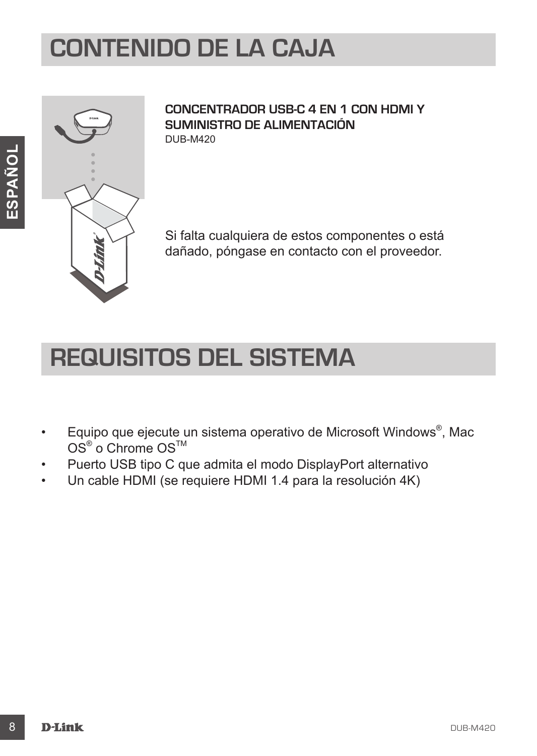# CONTENIDO DE LA CAJA

**CONCENTRADOR USB-C 4 EN 1 CON HDMI Y SUMINISTRO DE ALIMENTACIÓN**
DUB-M420

Si falta cualquiera de estos componentes o está dañado, póngase en contacto con el proveedor.

# REQUISITOS DEL SISTEMA

- Equipo que ejecute un sistema operativo de Microsoft Windows®, Mac OS® o Chrome OS™
- Puerto USB tipo C que admita el modo DisplayPort alternativo
- Un cable HDMI (se requiere HDMI 1.4 para la resolución 4K)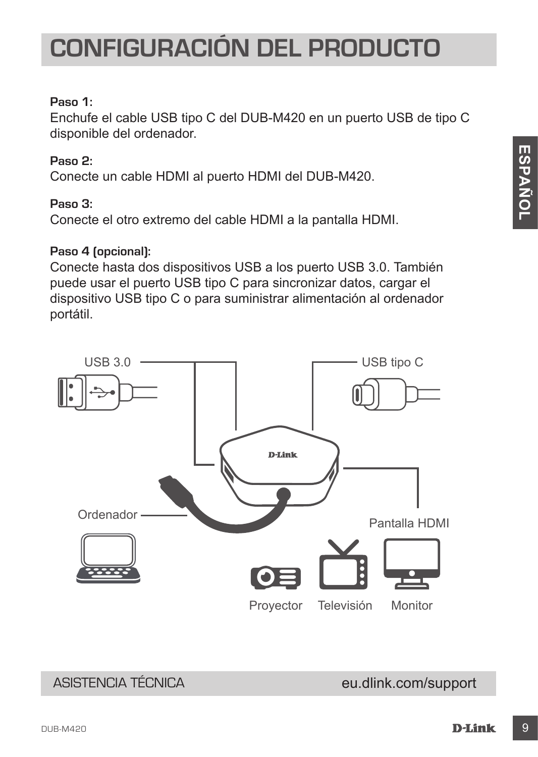# CONFIGURACIÓN DEL PRODUCTO

**Paso 1:**
Enchufe el cable USB tipo C del DUB-M420 en un puerto USB de tipo C disponible del ordenador.

**Paso 2:**
Conecte un cable HDMI al puerto HDMI del DUB-M420.

**Paso 3:**
Conecte el otro extremo del cable HDMI a la pantalla HDMI.

**Paso 4 (opcional):**
Conecte hasta dos dispositivos USB a los puerto USB 3.0. También puede usar el puerto USB tipo C para sincronizar datos, cargar el dispositivo USB tipo C o para suministrar alimentación al ordenador portátil.

USB 3.0

USB tipo C

Ordenador

Pantalla HDMI

Proyector Televisión Monitor

ASISTENCIA TÉCNICA eu.dlink.com/support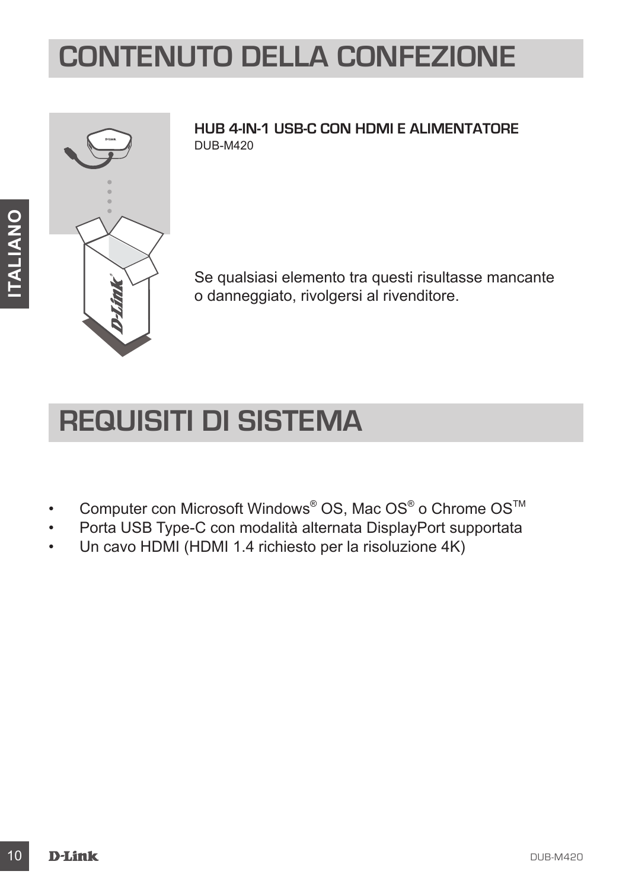# CONTENUTO DELLA CONFEZIONE

**HUB 4-IN-1 USB-C CON HDMI E ALIMENTATORE**
DUB-M420

Se qualsiasi elemento tra questi risultasse mancante o danneggiato, rivolgersi al rivenditore.

# REQUISITI DI SISTEMA

- Computer con Microsoft Windows® OS, Mac OS® o Chrome OS™
- Porta USB Type-C con modalità alternata DisplayPort supportata
- Un cavo HDMI (HDMI 1.4 richiesto per la risoluzione 4K)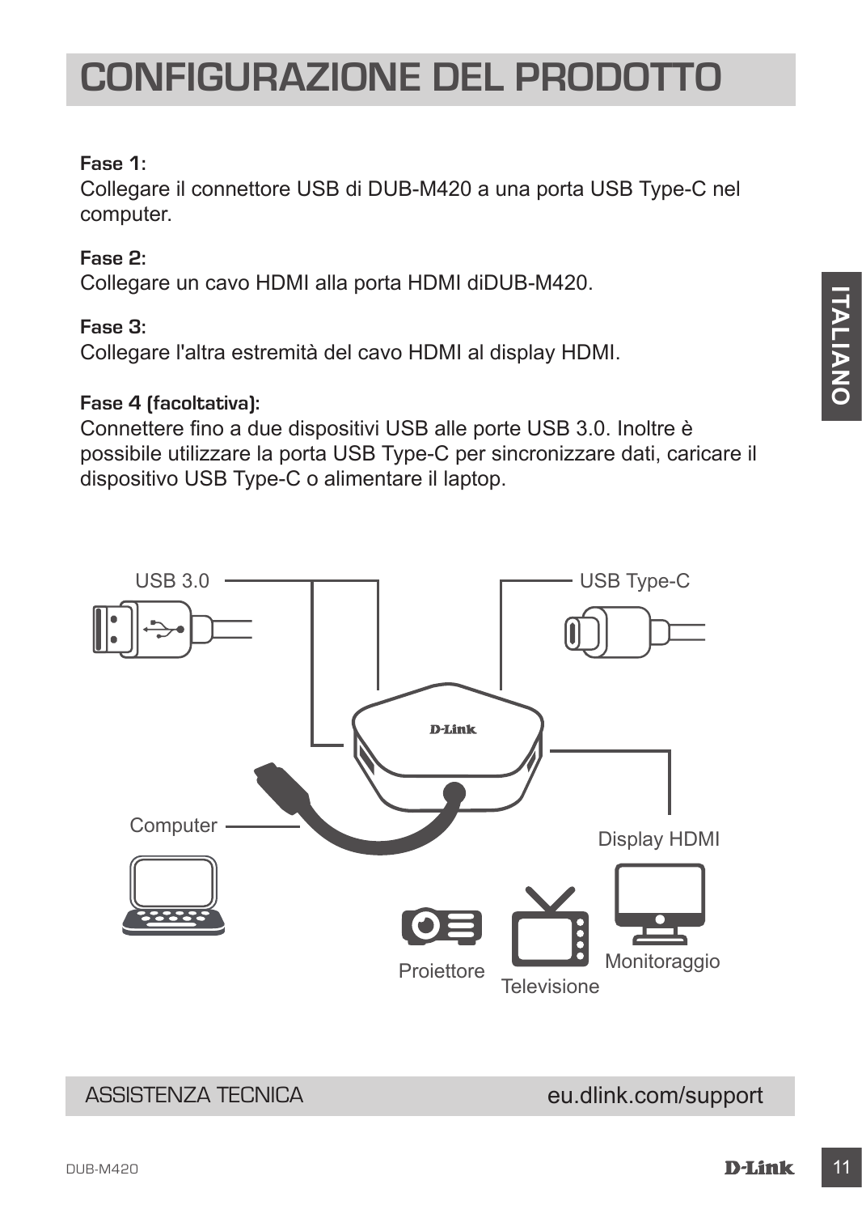# CONFIGURAZIONE DEL PRODOTTO

**Fase 1:**
Collegare il connettore USB di DUB-M420 a una porta USB Type-C nel computer.

**Fase 2:**
Collegare un cavo HDMI alla porta HDMI diDUB-M420.

**Fase 3:**
Collegare l'altra estremità del cavo HDMI al display HDMI.

**Fase 4 (facoltativa):**
Connettere fino a due dispositivi USB alle porte USB 3.0. Inoltre è possibile utilizzare la porta USB Type-C per sincronizzare dati, caricare il dispositivo USB Type-C o alimentare il laptop.

USB 3.0

USB Type-C

Computer

Display HDMI

Proiettore

Televisione

Monitoraggio

ASSISTENZA TECNICA eu.dlink.com/support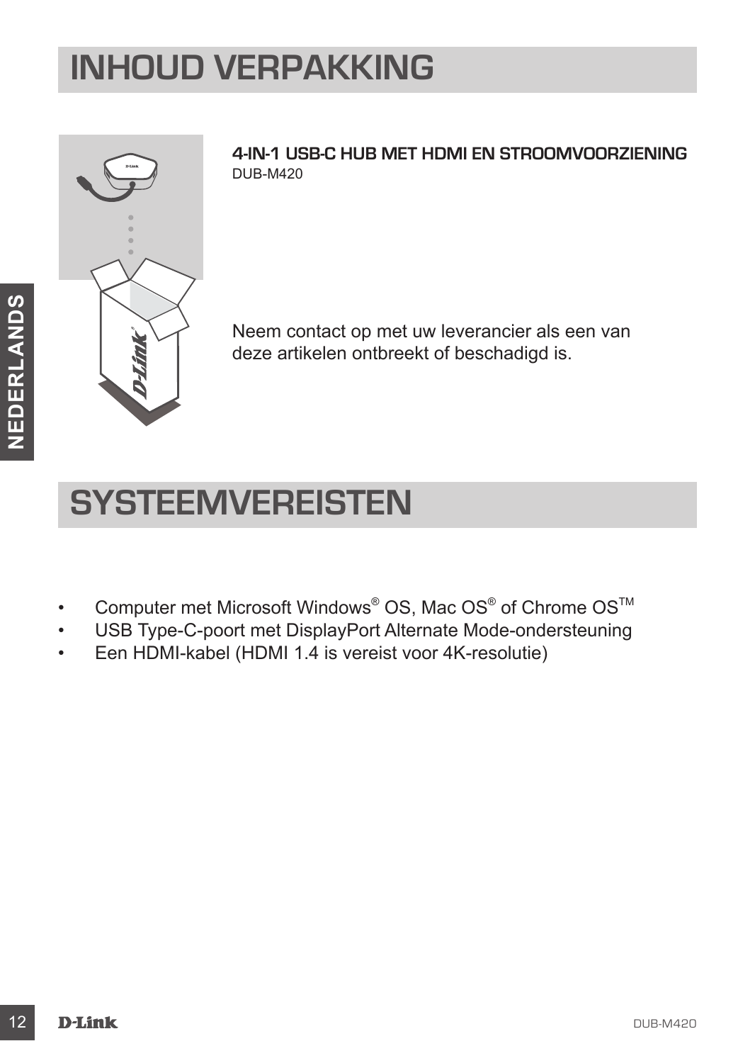# INHOUD VERPAKKING

**4-IN-1 USB-C HUB MET HDMI EN STROOMVOORZIENING**
DUB-M420

Neem contact op met uw leverancier als een van deze artikelen ontbreekt of beschadigd is.

# SYSTEEMVEREISTEN

- Computer met Microsoft Windows® OS, Mac OS® of Chrome OS™
- USB Type-C-poort met DisplayPort Alternate Mode-ondersteuning
- Een HDMI-kabel (HDMI 1.4 is vereist voor 4K-resolutie)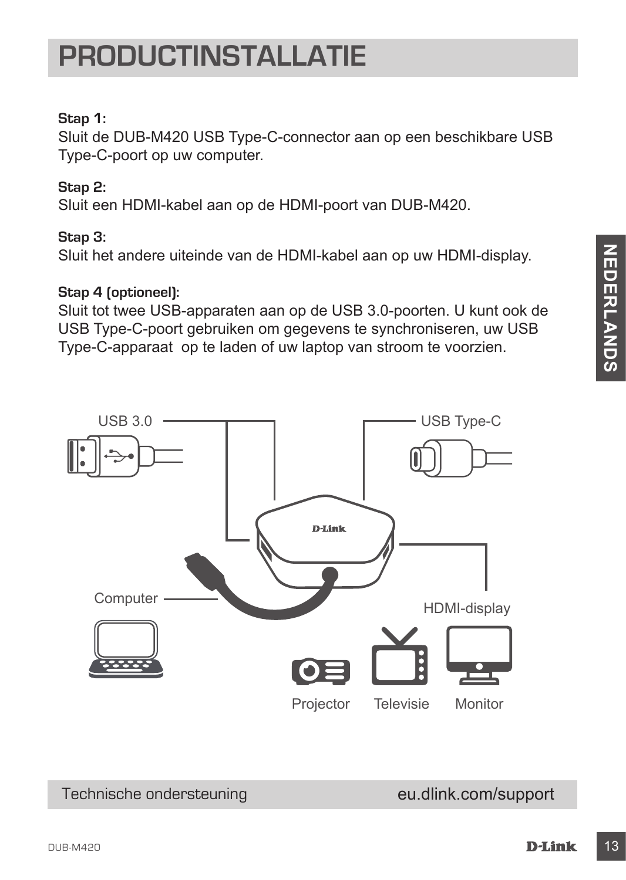# PRODUCTINSTALLATIE

**Stap 1:**
Sluit de DUB-M420 USB Type-C-connector aan op een beschikbare USB Type-C-poort op uw computer.

**Stap 2:**
Sluit een HDMI-kabel aan op de HDMI-poort van DUB-M420.

**Stap 3:**
Sluit het andere uiteinde van de HDMI-kabel aan op uw HDMI-display.

**Stap 4 (optioneel):**
Sluit tot twee USB-apparaten aan op de USB 3.0-poorten. U kunt ook de USB Type-C-poort gebruiken om gegevens te synchroniseren, uw USB Type-C-apparaat op te laden of uw laptop van stroom te voorzien.

USB 3.0

USB Type-C

Computer

HDMI-display

Projector Televisie Monitor

Technische ondersteuning eu.dlink.com/support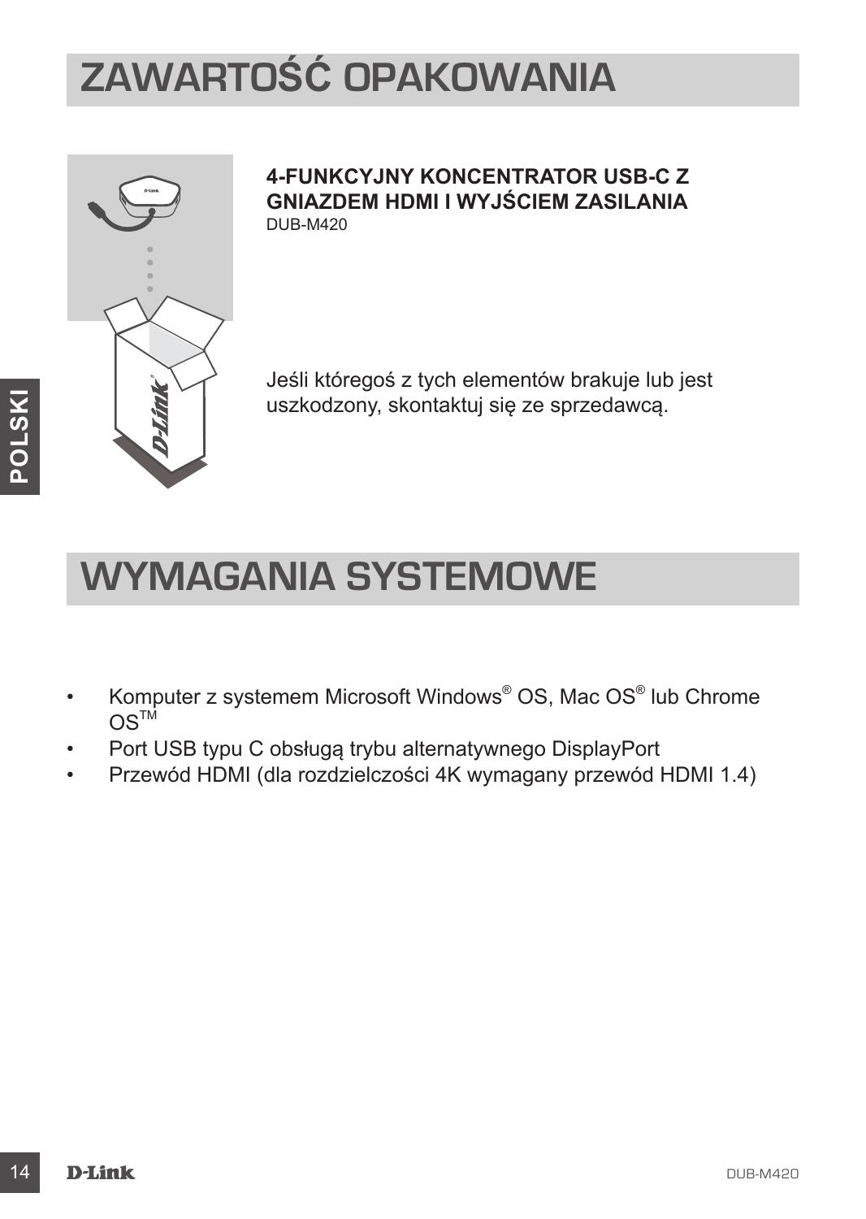# ZAWARTOŚĆ OPAKOWANIA

**4-FUNKCYJNY KONCENTRATOR USB-C Z GNIAZDEM HDMI I WYJŚCIEM ZASILANIA**
DUB-M420

Jeśli któregoś z tych elementów brakuje lub jest uszkodzony, skontaktuj się ze sprzedawcą.

# WYMAGANIA SYSTEMOWE

- Komputer z systemem Microsoft Windows® OS, Mac OS® lub Chrome OS™
- Port USB typu C obsługą trybu alternatywnego DisplayPort
- Przewód HDMI (dla rozdzielczości 4K wymagany przewód HDMI 1.4)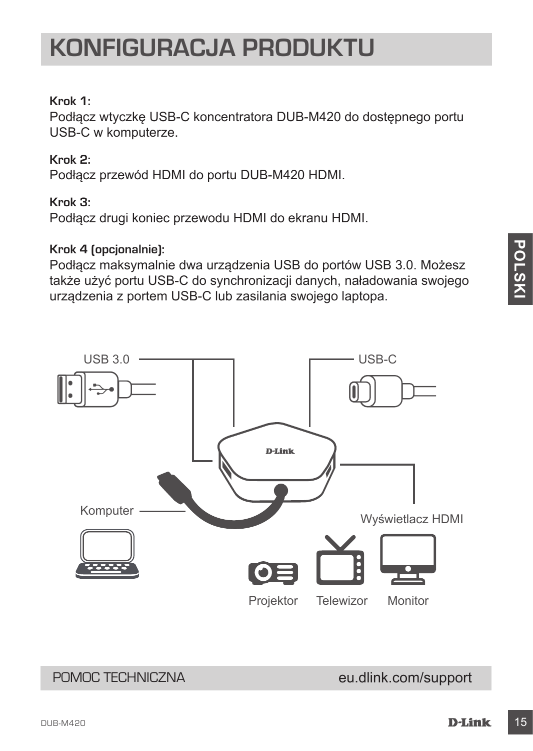# KONFIGURACJA PRODUKTU

**Krok 1:**
Podłącz wtyczkę USB-C koncentratora DUB-M420 do dostępnego portu USB-C w komputerze.

**Krok 2:**
Podłącz przewód HDMI do portu DUB-M420 HDMI.

**Krok 3:**
Podłącz drugi koniec przewodu HDMI do ekranu HDMI.

**Krok 4 (opcjonalnie):**
Podłącz maksymalnie dwa urządzenia USB do portów USB 3.0. Możesz także użyć portu USB-C do synchronizacji danych, naładowania swojego urządzenia z portem USB-C lub zasilania swojego laptopa.

USB 3.0

USB-C

Komputer

Wyświetlacz HDMI

Projektor Telewizor Monitor

POMOC TECHNICZNA eu.dlink.com/support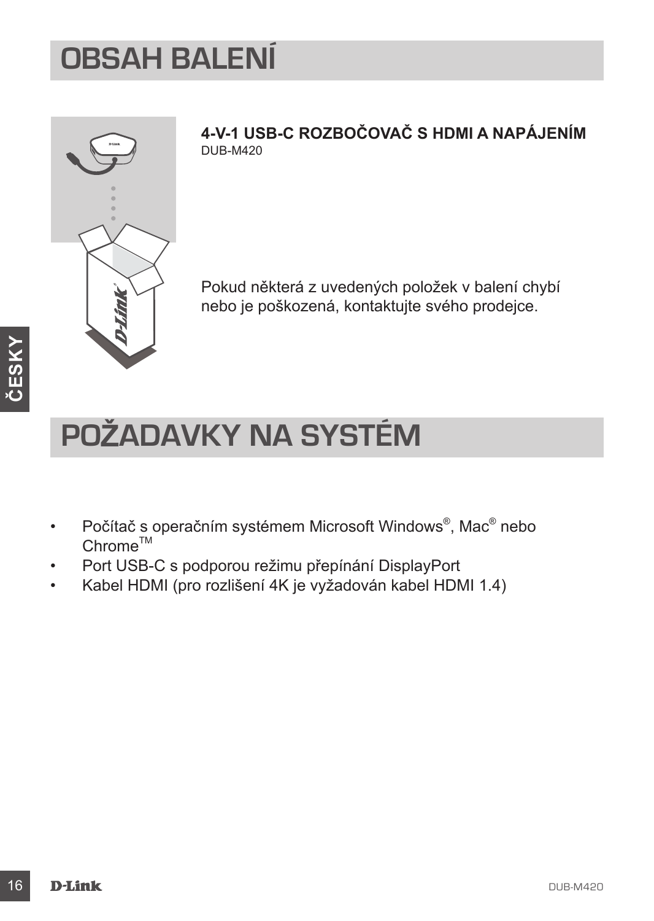# OBSAH BALENÍ

**4-V-1 USB-C ROZBOČOVAČ S HDMI A NAPÁJENÍM**
DUB-M420

Pokud některá z uvedených položek v balení chybí nebo je poškozená, kontaktujte svého prodejce.

# POŽADAVKY NA SYSTÉM

- Počítač s operačním systémem Microsoft Windows®, Mac® nebo Chrome™
- Port USB-C s podporou režimu přepínání DisplayPort
- Kabel HDMI (pro rozlišení 4K je vyžadován kabel HDMI 1.4)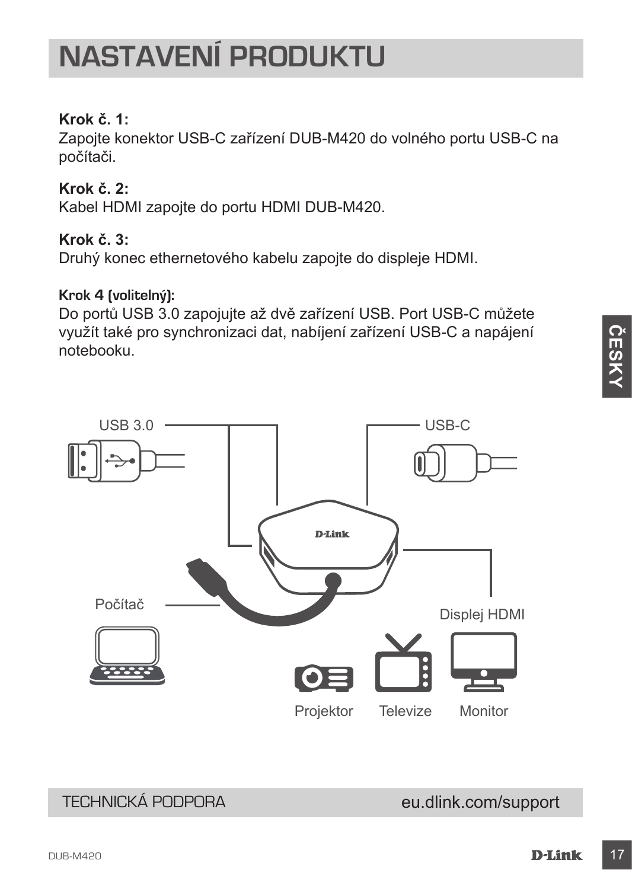# NASTAVENÍ PRODUKTU

**Krok č. 1:**
Zapojte konektor USB-C zařízení DUB-M420 do volného portu USB-C na počítači.

**Krok č. 2:**
Kabel HDMI zapojte do portu HDMI DUB-M420.

**Krok č. 3:**
Druhý konec ethernetového kabelu zapojte do displeje HDMI.

**Krok 4 (volitelný):**
Do portů USB 3.0 zapojujte až dvě zařízení USB. Port USB-C můžete využít také pro synchronizaci dat, nabíjení zařízení USB-C a napájení notebooku.

USB 3.0

USB-C

Počítač

Displej HDMI

Projektor

Televize

Monitor

TECHNICKÁ PODPORA eu.dlink.com/support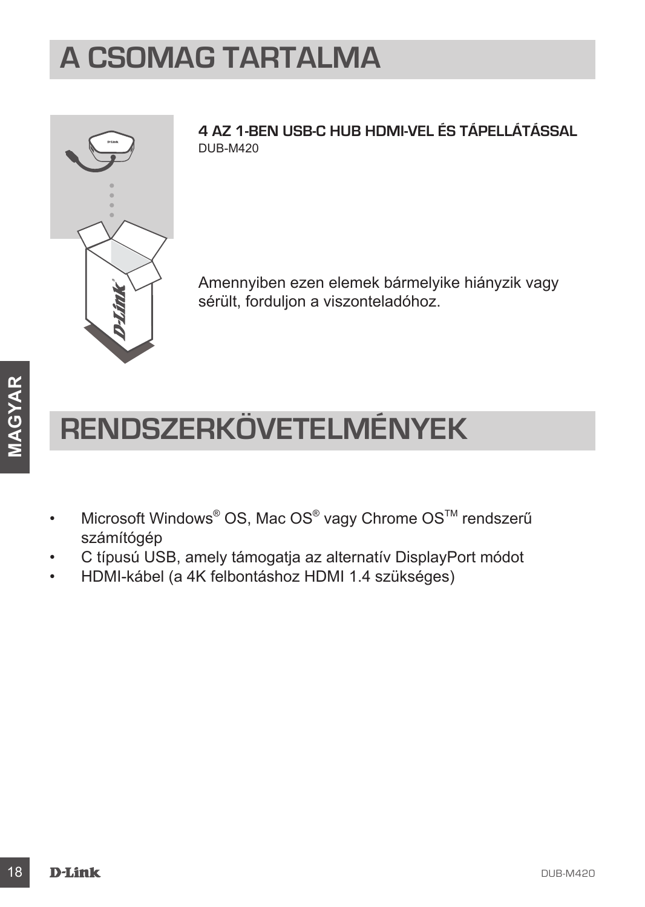# A CSOMAG TARTALMA

**4 AZ 1-BEN USB-C HUB HDMI-VEL ÉS TÁPELLÁTÁSSAL**
DUB-M420

Amennyiben ezen elemek bármelyike hiányzik vagy sérült, forduljon a viszonteladóhoz.

# RENDSZERKÖVETELMÉNYEK

- Microsoft Windows® OS, Mac OS® vagy Chrome OS™ rendszerű számítógép
- C típusú USB, amely támogatja az alternatív DisplayPort módot
- HDMI-kábel (a 4K felbontáshoz HDMI 1.4 szükséges)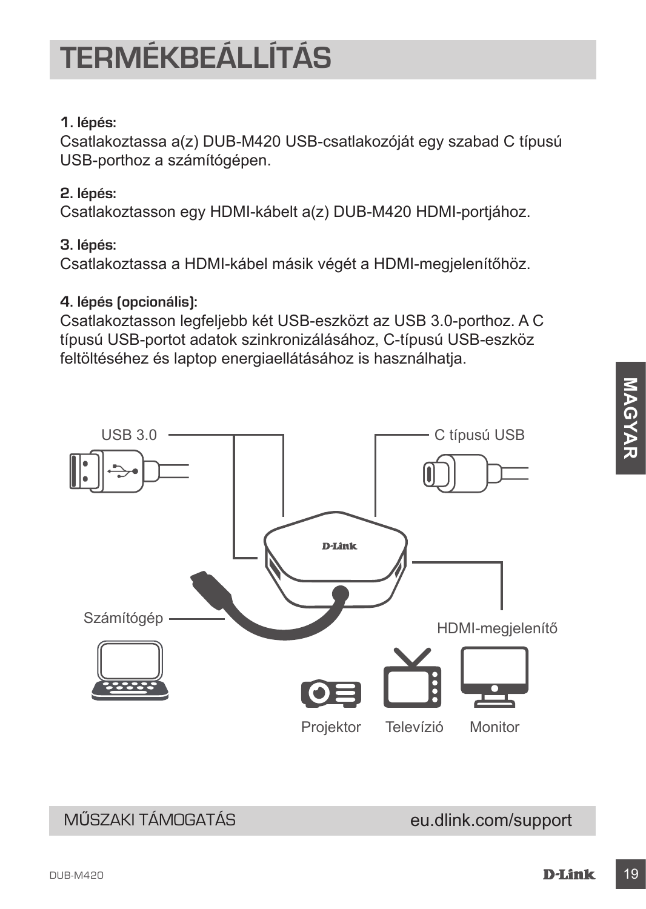# TERMÉKBEÁLLÍTÁS

**1. lépés:**
Csatlakoztassa a(z) DUB-M420 USB-csatlakozóját egy szabad C típusú USB-porthoz a számítógépen.

**2. lépés:**
Csatlakoztasson egy HDMI-kábelt a(z) DUB-M420 HDMI-portjához.

**3. lépés:**
Csatlakoztassa a HDMI-kábel másik végét a HDMI-megjelenítőhöz.

**4. lépés (opcionális):**
Csatlakoztasson legfeljebb két USB-eszközt az USB 3.0-porthoz. A C típusú USB-portot adatok szinkronizálásához, C-típusú USB-eszköz feltöltéséhez és laptop energiaellátásához is használhatja.

USB 3.0

C típusú USB

Számítógép

HDMI-megjelenítő

Projektor

Televízió

Monitor

MŰSZAKI TÁMOGATÁS eu.dlink.com/support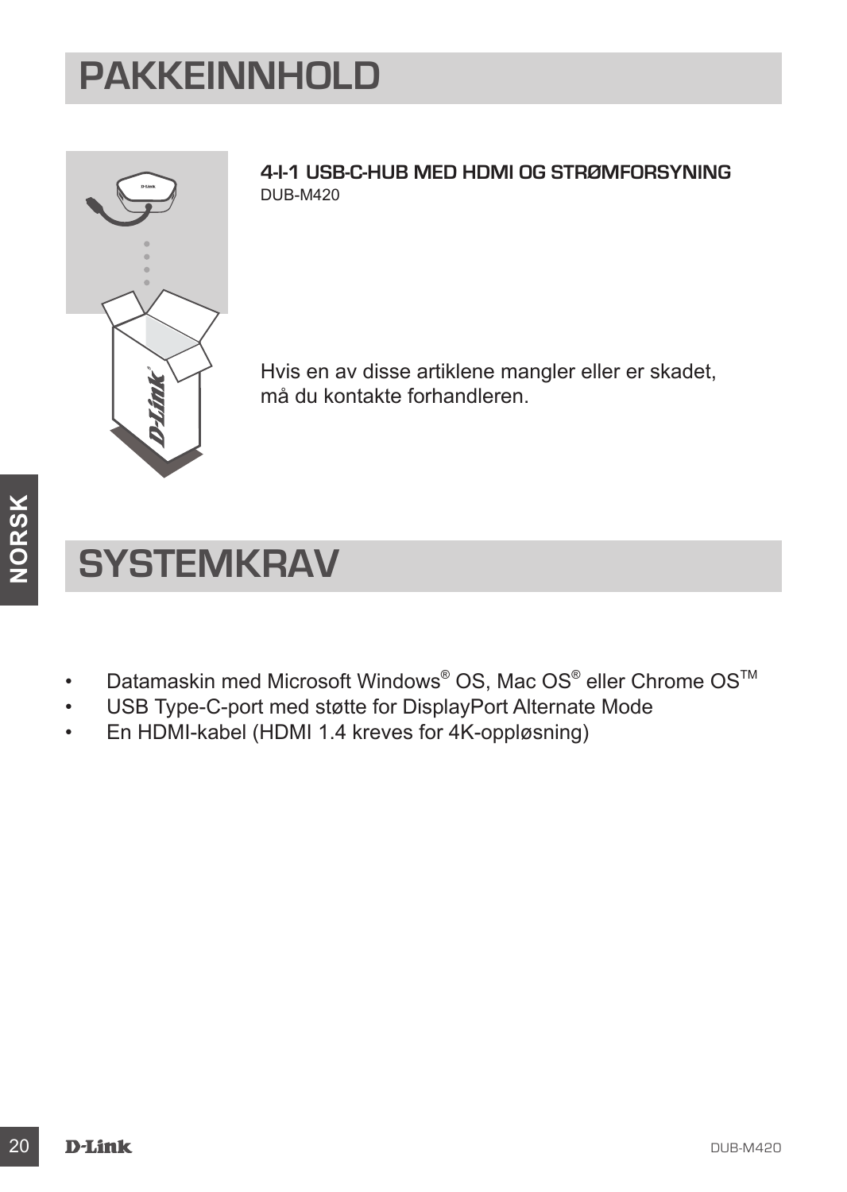# PAKKEINNHOLD

**4-I-1 USB-C-HUB MED HDMI OG STRØMFORSYNING**
DUB-M420

Hvis en av disse artiklene mangler eller er skadet, må du kontakte forhandleren.

# SYSTEMKRAV

- Datamaskin med Microsoft Windows® OS, Mac OS® eller Chrome OS™
- USB Type-C-port med støtte for DisplayPort Alternate Mode
- En HDMI-kabel (HDMI 1.4 kreves for 4K-oppløsning)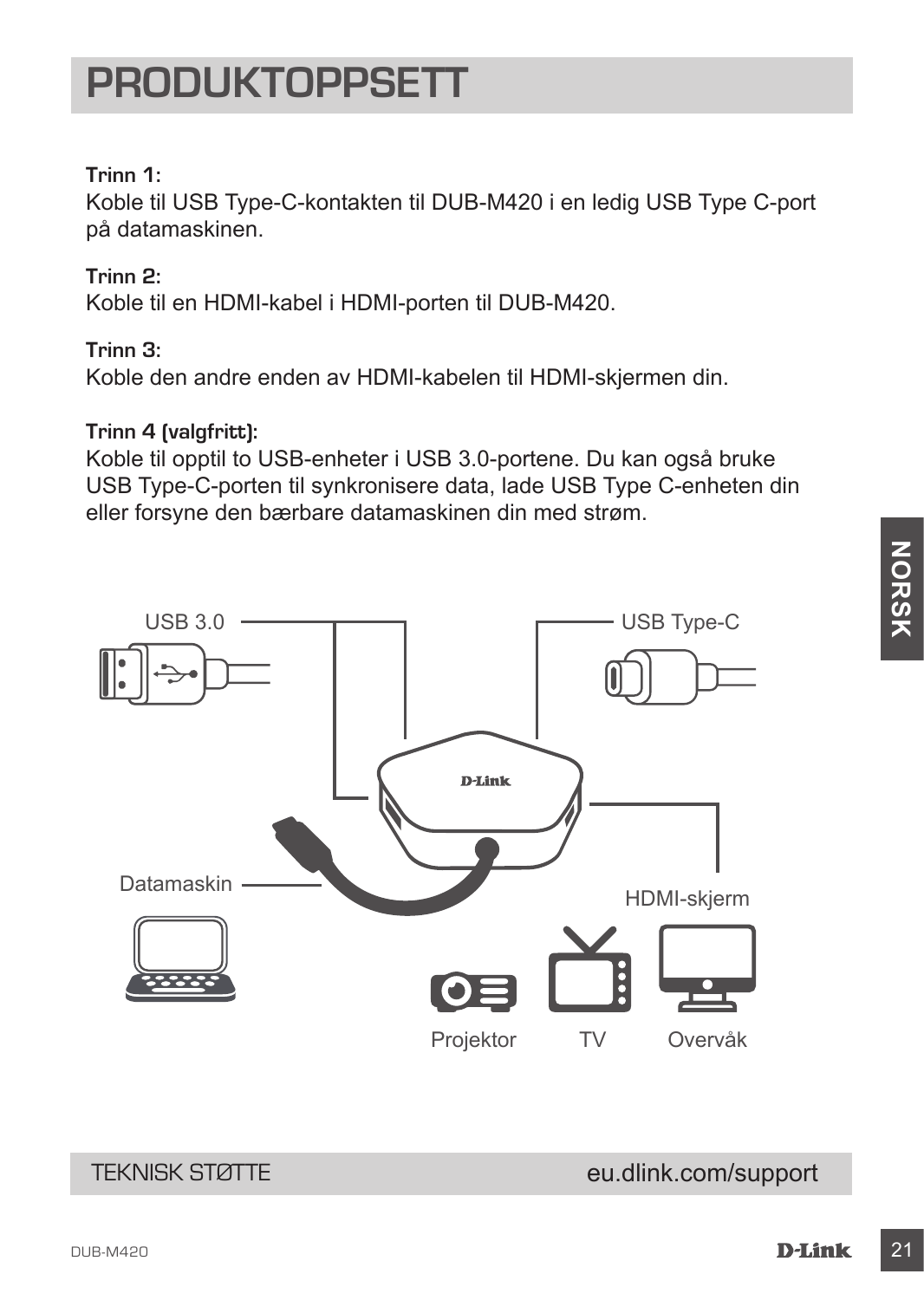# PRODUKTOPPSETT

**Trinn 1:**
Koble til USB Type-C-kontakten til DUB-M420 i en ledig USB Type C-port på datamaskinen.

**Trinn 2:**
Koble til en HDMI-kabel i HDMI-porten til DUB-M420.

**Trinn 3:**
Koble den andre enden av HDMI-kabelen til HDMI-skjermen din.

**Trinn 4 (valgfritt):**
Koble til opptil to USB-enheter i USB 3.0-portene. Du kan også bruke USB Type-C-porten til synkronisere data, lade USB Type C-enheten din eller forsyne den bærbare datamaskinen din med strøm.

USB 3.0

USB Type-C

Datamaskin

HDMI-skjerm

Projektor TV Overvåk

TEKNISK STØTTE eu.dlink.com/support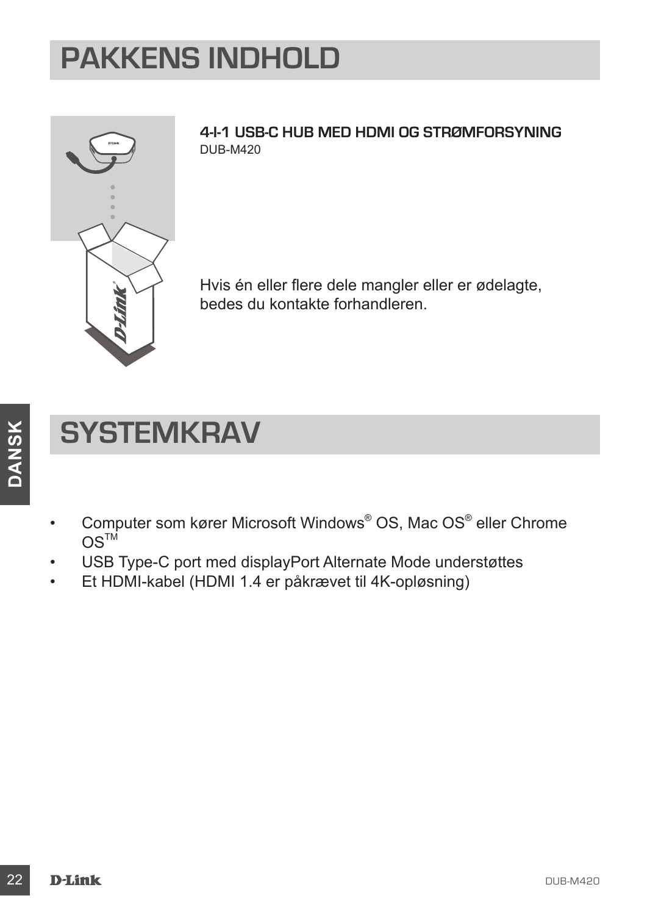# PAKKENS INDHOLD

**4-I-1 USB-C HUB MED HDMI OG STRØMFORSYNING**
DUB-M420

Hvis én eller flere dele mangler eller er ødelagte, bedes du kontakte forhandleren.

# SYSTEMKRAV

- Computer som kører Microsoft Windows® OS, Mac OS® eller Chrome OS™
- USB Type-C port med displayPort Alternate Mode understøttes
- Et HDMI-kabel (HDMI 1.4 er påkrævet til 4K-opløsning)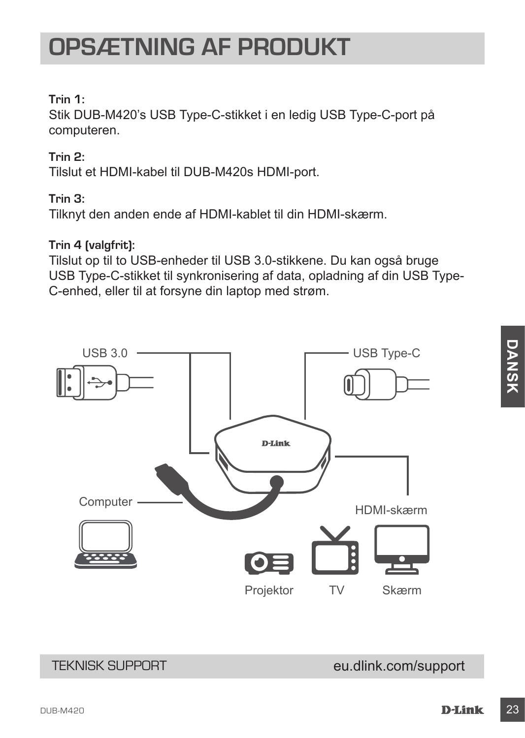# OPSÆTNING AF PRODUKT

**Trin 1:**
Stik DUB-M420's USB Type-C-stikket i en ledig USB Type-C-port på computeren.

**Trin 2:**
Tilslut et HDMI-kabel til DUB-M420s HDMI-port.

**Trin 3:**
Tilknyt den anden ende af HDMI-kablet til din HDMI-skærm.

**Trin 4 (valgfrit):**
Tilslut op til to USB-enheder til USB 3.0-stikkene. Du kan også bruge USB Type-C-stikket til synkronisering af data, opladning af din USB Type-C-enhed, eller til at forsyne din laptop med strøm.

USB 3.0

USB Type-C

Computer

HDMI-skærm

Projektor TV Skærm

TEKNISK SUPPORT eu.dlink.com/support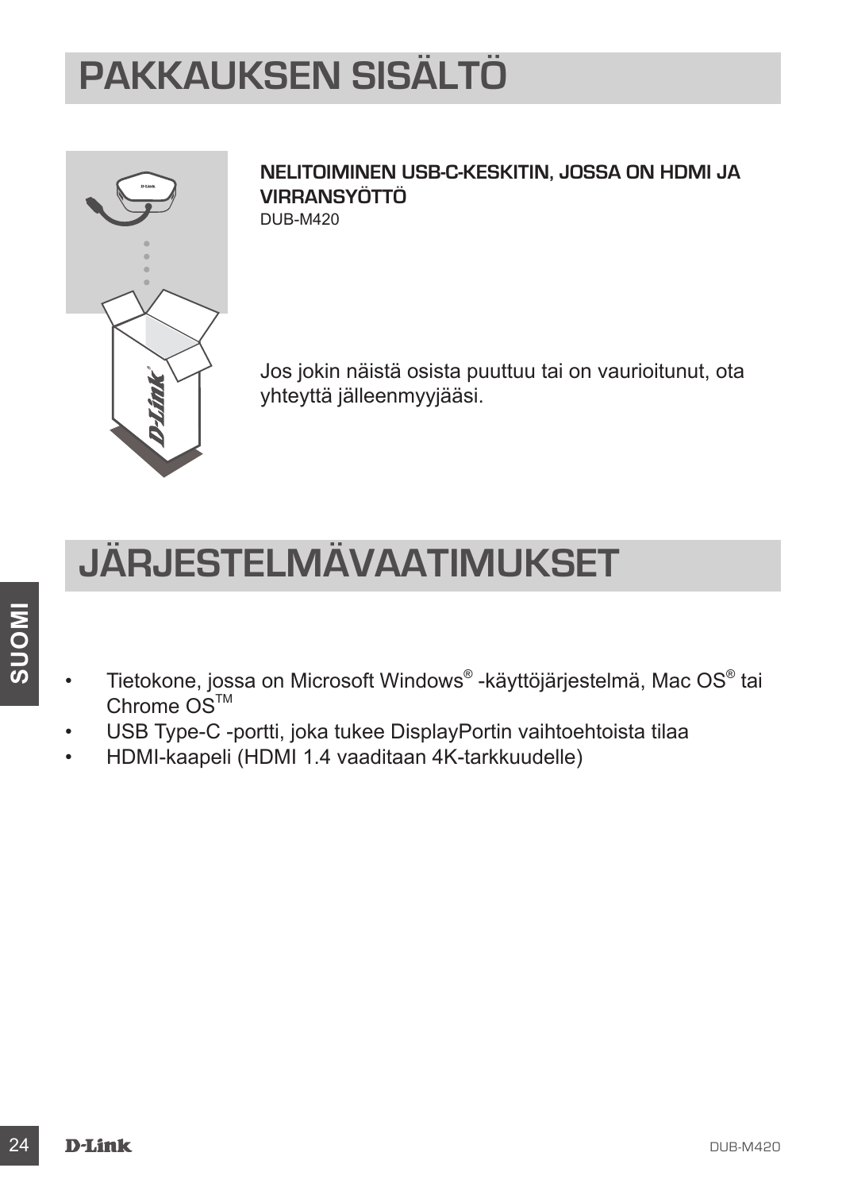# PAKKAUKSEN SISÄLTÖ

**NELITOIMINEN USB-C-KESKITIN, JOSSA ON HDMI JA VIRRANSYÖTTÖ**
DUB-M420

Jos jokin näistä osista puuttuu tai on vaurioitunut, ota yhteyttä jälleenmyyjääsi.

# JÄRJESTELMÄVAATIMUKSET

- Tietokone, jossa on Microsoft Windows® -käyttöjärjestelmä, Mac OS® tai Chrome OS™
- USB Type-C -portti, joka tukee DisplayPortin vaihtoehtoista tilaa
- HDMI-kaapeli (HDMI 1.4 vaaditaan 4K-tarkkuudelle)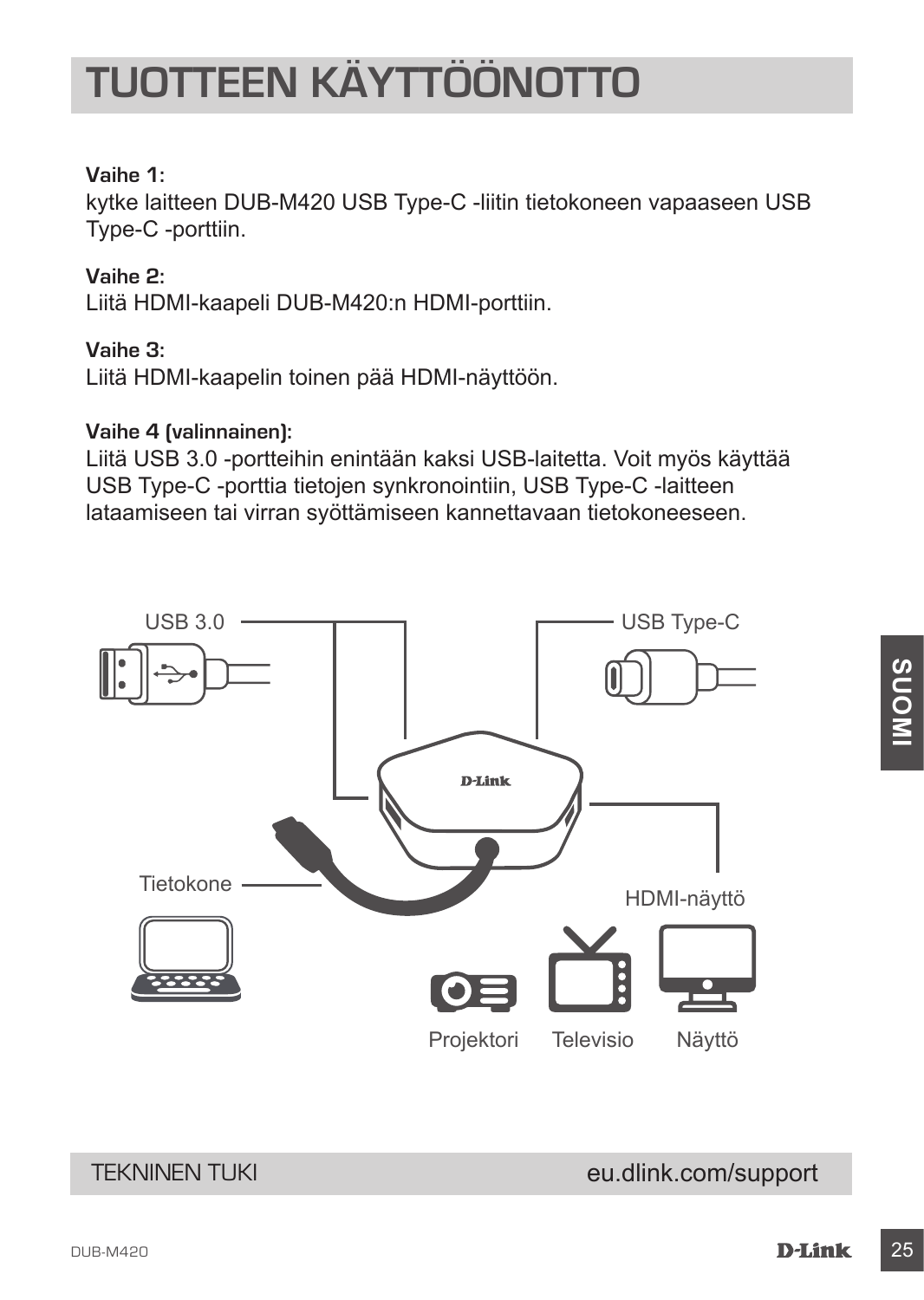# TUOTTEEN KÄYTTÖÖNOTTO

**Vaihe 1:**
kytke laitteen DUB-M420 USB Type-C -liitin tietokoneen vapaaseen USB Type-C -porttiin.

**Vaihe 2:**
Liitä HDMI-kaapeli DUB-M420:n HDMI-porttiin.

**Vaihe 3:**
Liitä HDMI-kaapelin toinen pää HDMI-näyttöön.

**Vaihe 4 (valinnainen):**
Liitä USB 3.0 -portteihin enintään kaksi USB-laitetta. Voit myös käyttää USB Type-C -porttia tietojen synkronointiin, USB Type-C -laitteen lataamiseen tai virran syöttämiseen kannettavaan tietokoneeseen.

USB 3.0

USB Type-C

Tietokone

HDMI-näyttö

Projektori

Televisio

Näyttö

TEKNINEN TUKI eu.dlink.com/support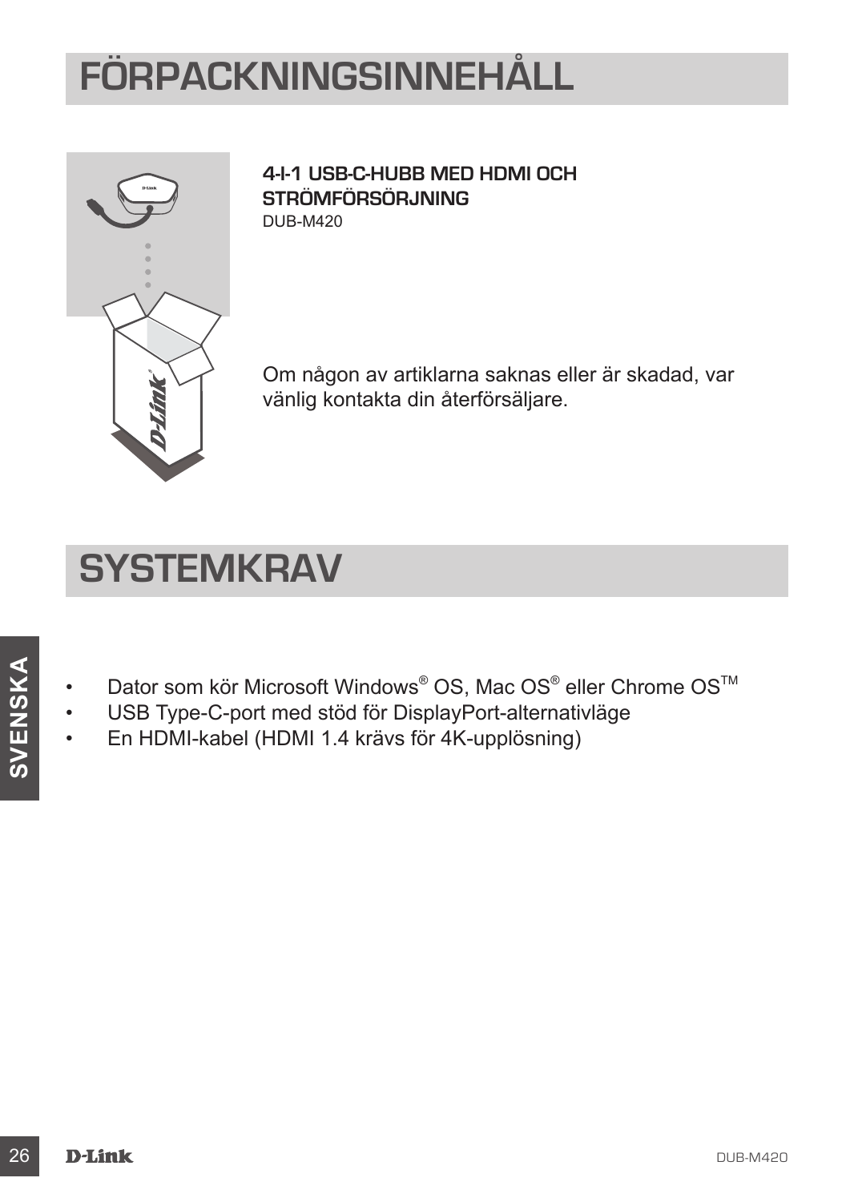# FÖRPACKNINGSINNEHÅLL

**4-I-1 USB-C-HUBB MED HDMI OCH STRÖMFÖRSÖRJNING**
DUB-M420

Om någon av artiklarna saknas eller är skadad, var vänlig kontakta din återförsäljare.

# SYSTEMKRAV

- Dator som kör Microsoft Windows® OS, Mac OS® eller Chrome OS™
- USB Type-C-port med stöd för DisplayPort-alternativläge
- En HDMI-kabel (HDMI 1.4 krävs för 4K-upplösning)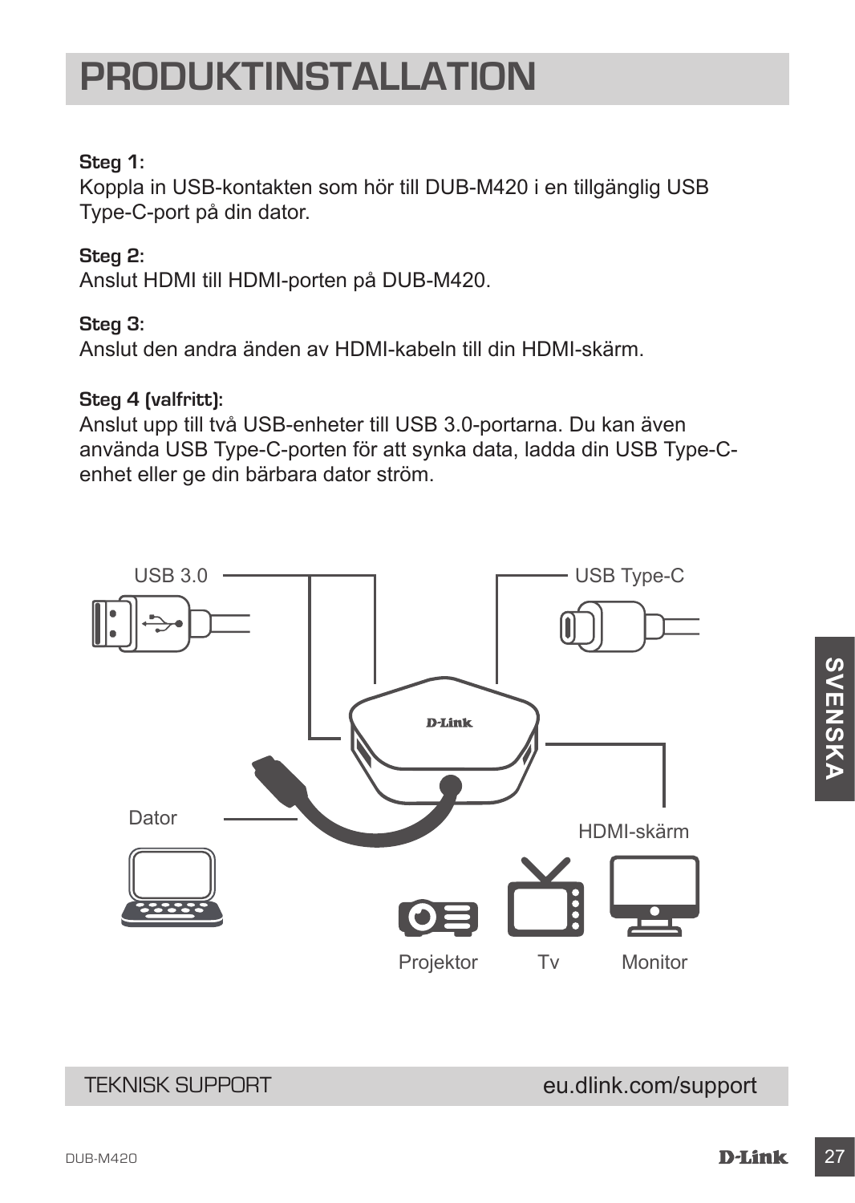# PRODUKTINSTALLATION

**Steg 1:**
Koppla in USB-kontakten som hör till DUB-M420 i en tillgänglig USB Type-C-port på din dator.

**Steg 2:**
Anslut HDMI till HDMI-porten på DUB-M420.

**Steg 3:**
Anslut den andra änden av HDMI-kabeln till din HDMI-skärm.

**Steg 4 (valfritt):**
Anslut upp till två USB-enheter till USB 3.0-portarna. Du kan även använda USB Type-C-porten för att synka data, ladda din USB Type-C-enhet eller ge din bärbara dator ström.

USB 3.0

USB Type-C

Dator

HDMI-skärm

Projektor

Tv

Monitor

TEKNISK SUPPORT eu.dlink.com/support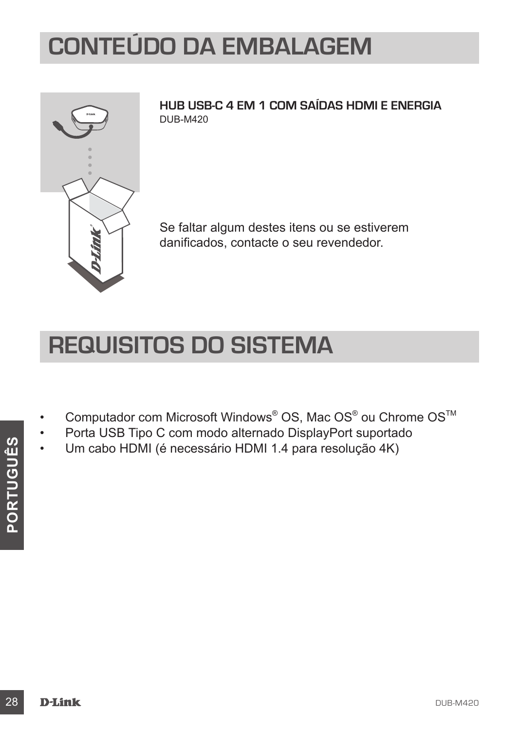# CONTEÚDO DA EMBALAGEM

**HUB USB-C 4 EM 1 COM SAÍDAS HDMI E ENERGIA**
DUB-M420

Se faltar algum destes itens ou se estiverem danificados, contacte o seu revendedor.

# REQUISITOS DO SISTEMA

- Computador com Microsoft Windows® OS, Mac OS® ou Chrome OS™
- Porta USB Tipo C com modo alternado DisplayPort suportado
- Um cabo HDMI (é necessário HDMI 1.4 para resolução 4K)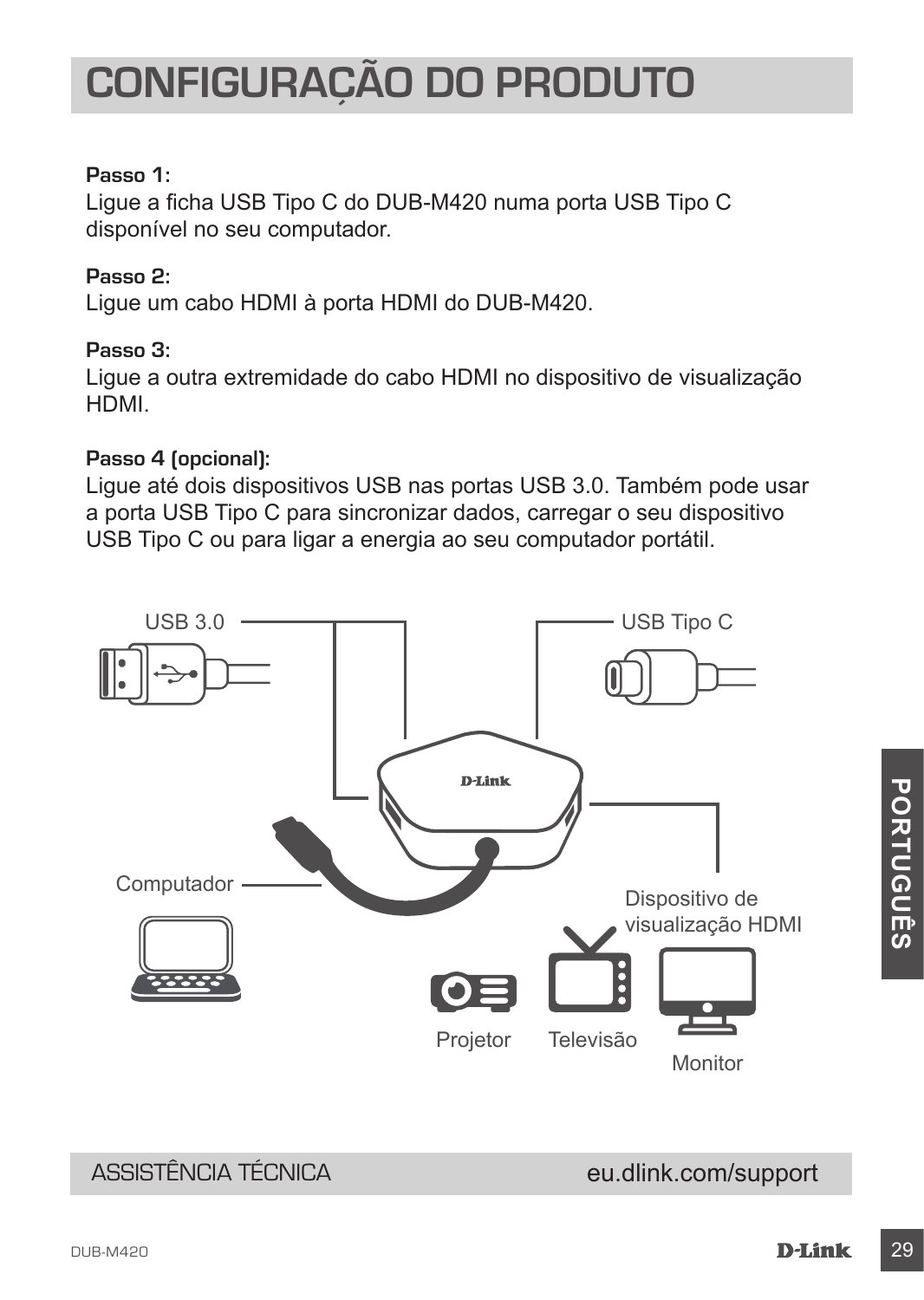# CONFIGURAÇÃO DO PRODUTO

**Passo 1:**
Ligue a ficha USB Tipo C do DUB-M420 numa porta USB Tipo C disponível no seu computador.

**Passo 2:**
Ligue um cabo HDMI à porta HDMI do DUB-M420.

**Passo 3:**
Ligue a outra extremidade do cabo HDMI no dispositivo de visualização HDMI.

**Passo 4 (opcional):**
Ligue até dois dispositivos USB nas portas USB 3.0. Também pode usar a porta USB Tipo C para sincronizar dados, carregar o seu dispositivo USB Tipo C ou para ligar a energia ao seu computador portátil.

USB 3.0

USB Tipo C

Computador

Dispositivo de visualização HDMI

Projetor

Televisão

Monitor

ASSISTÊNCIA TÉCNICA eu.dlink.com/support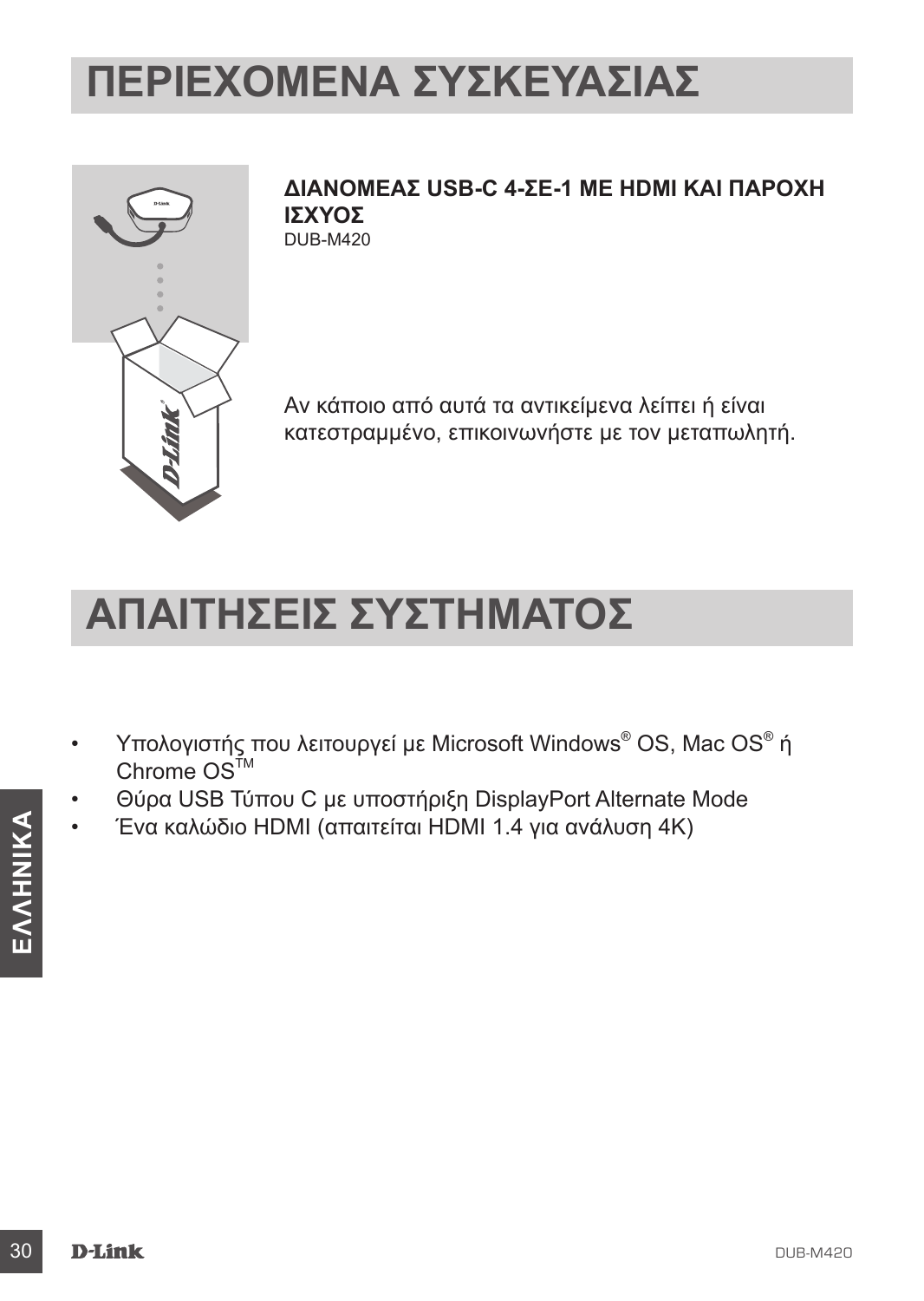# ΠΕΡΙΕΧΟΜΕΝΑ ΣΥΣΚΕΥΑΣΙΑΣ

**ΔΙΑΝΟΜΕΑΣ USB-C 4-ΣΕ-1 ΜΕ HDMI ΚΑΙ ΠΑΡΟΧΗ ΙΣΧΥΟΣ**
DUB-M420

Αν κάποιο από αυτά τα αντικείμενα λείπει ή είναι κατεστραμμένο, επικοινωνήστε με τον μεταπωλητή.

# ΑΠΑΙΤΗΣΕΙΣ ΣΥΣΤΗΜΑΤΟΣ

- Υπολογιστής που λειτουργεί με Microsoft Windows® OS, Mac OS® ή Chrome OS™
- Θύρα USB Τύπου C με υποστήριξη DisplayPort Alternate Mode
- Ένα καλώδιο HDMI (απαιτείται HDMI 1.4 για ανάλυση 4K)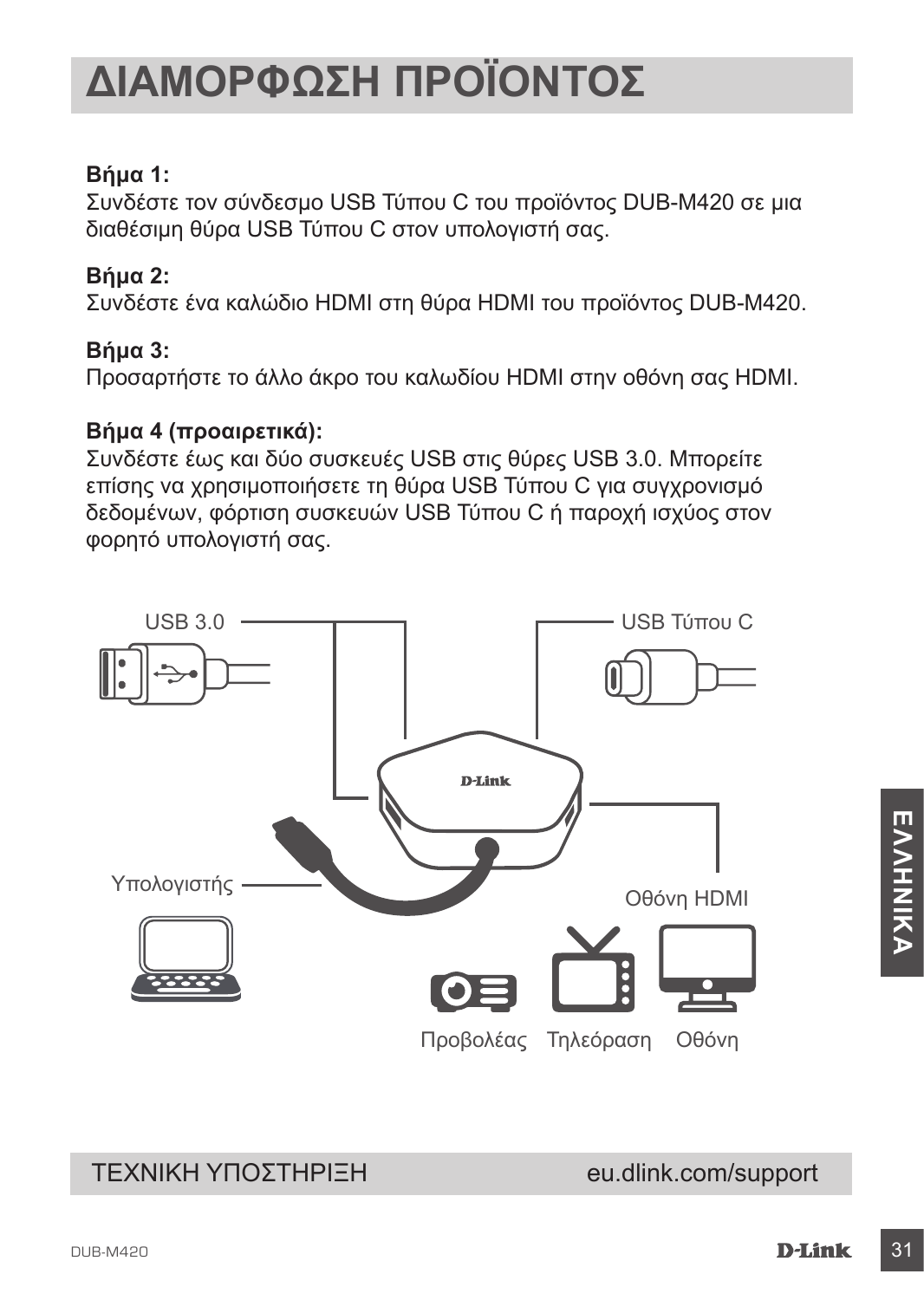# ΔΙΑΜΟΡΦΩΣΗ ΠΡΟΪΟΝΤΟΣ

**Βήμα 1:**
Συνδέστε τον σύνδεσμο USB Τύπου C του προϊόντος DUB-M420 σε μια διαθέσιμη θύρα USB Τύπου C στον υπολογιστή σας.

**Βήμα 2:**
Συνδέστε ένα καλώδιο HDMI στη θύρα HDMI του προϊόντος DUB-M420.

**Βήμα 3:**
Προσαρτήστε το άλλο άκρο του καλωδίου HDMI στην οθόνη σας HDMI.

**Βήμα 4 (προαιρετικά):**
Συνδέστε έως και δύο συσκευές USB στις θύρες USB 3.0. Μπορείτε επίσης να χρησιμοποιήσετε τη θύρα USB Τύπου C για συγχρονισμό δεδομένων, φόρτιση συσκευών USB Τύπου C ή παροχή ισχύος στον φορητό υπολογιστή σας.

USB 3.0

USB Τύπου C

Υπολογιστής

Οθόνη HDMI

Προβολέας Τηλεόραση Οθόνη

ΤΕΧΝΙΚΗ ΥΠΟΣΤΗΡΙΞΗ eu.dlink.com/support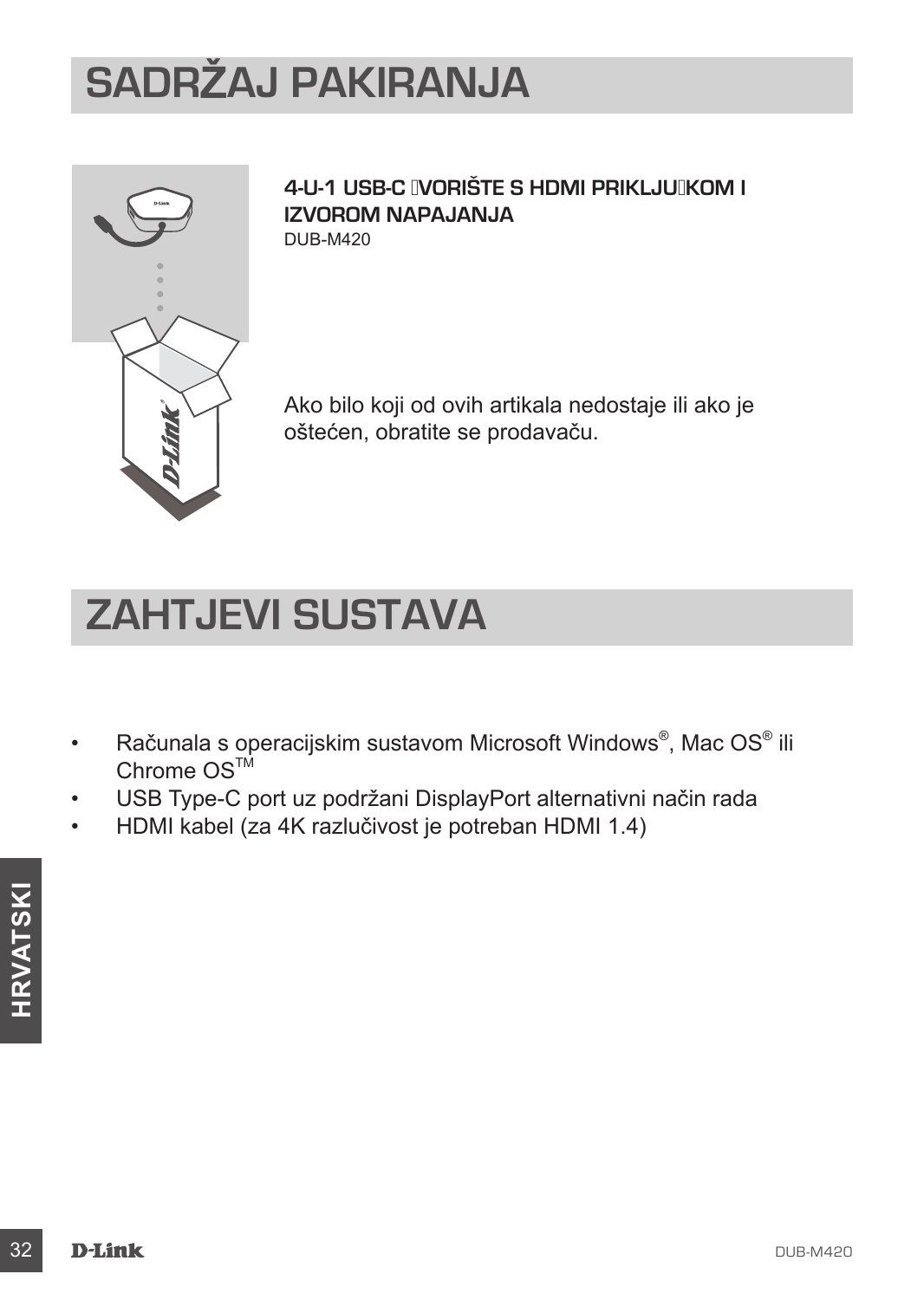# SADRŽAJ PAKIRANJA

**4-U-1 USB-C ČVORIŠTE S HDMI PRIKLJUČKOM I IZVOROM NAPAJANJA**
DUB-M420

Ako bilo koji od ovih artikala nedostaje ili ako je oštećen, obratite se prodavaču.

# ZAHTJEVI SUSTAVA

- Računala s operacijskim sustavom Microsoft Windows®, Mac OS® ili Chrome OS™
- USB Type-C port uz podržani DisplayPort alternativni način rada
- HDMI kabel (za 4K razlučivost je potreban HDMI 1.4)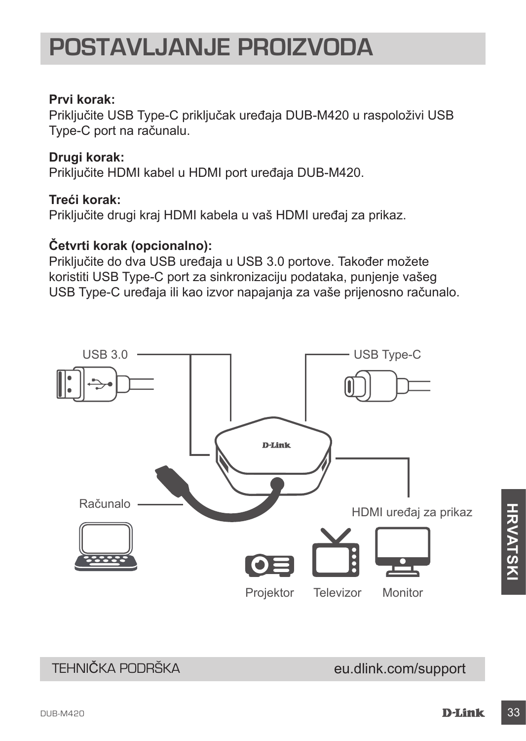# POSTAVLJANJE PROIZVODA

**Prvi korak:**
Priključite USB Type-C priključak uređaja DUB-M420 u raspoloživi USB Type-C port na računalu.

**Drugi korak:**
Priključite HDMI kabel u HDMI port uređaja DUB-M420.

**Treći korak:**
Priključite drugi kraj HDMI kabela u vaš HDMI uređaj za prikaz.

**Četvrti korak (opcionalno):**
Priključite do dva USB uređaja u USB 3.0 portove. Također možete koristiti USB Type-C port za sinkronizaciju podataka, punjenje vašeg USB Type-C uređaja ili kao izvor napajanja za vaše prijenosno računalo.

USB 3.0

USB Type-C

Računalo

HDMI uređaj za prikaz

Projektor Televizor Monitor

TEHNIČKA PODRŠKA eu.dlink.com/support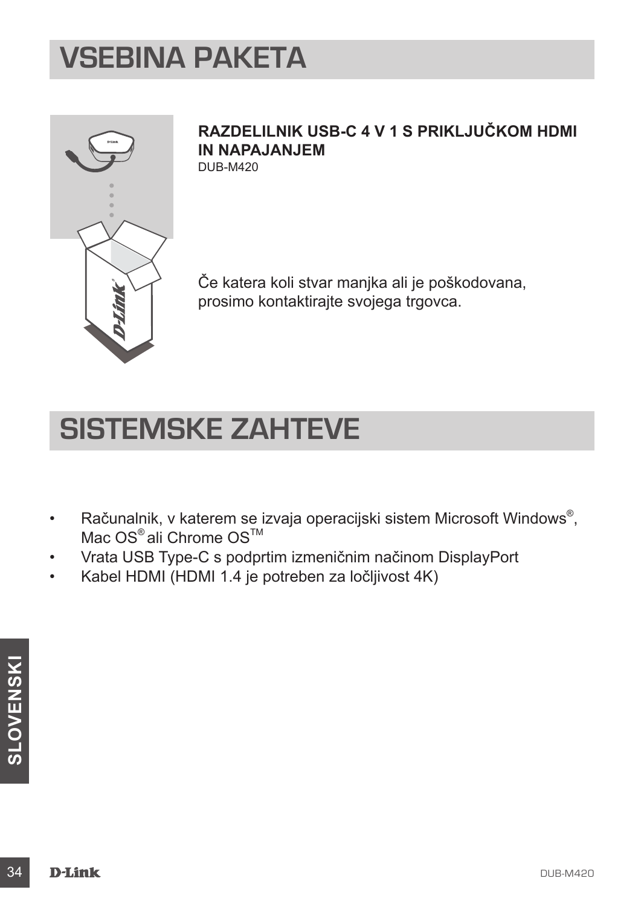# VSEBINA PAKETA

**RAZDELILNIK USB-C 4 V 1 S PRIKLJUČKOM HDMI IN NAPAJANJEM**
DUB-M420

Če katera koli stvar manjka ali je poškodovana, prosimo kontaktirajte svojega trgovca.

# SISTEMSKE ZAHTEVE

- Računalnik, v katerem se izvaja operacijski sistem Microsoft Windows®, Mac OS® ali Chrome OS™
- Vrata USB Type-C s podprtim izmeničnim načinom DisplayPort
- Kabel HDMI (HDMI 1.4 je potreben za ločljivost 4K)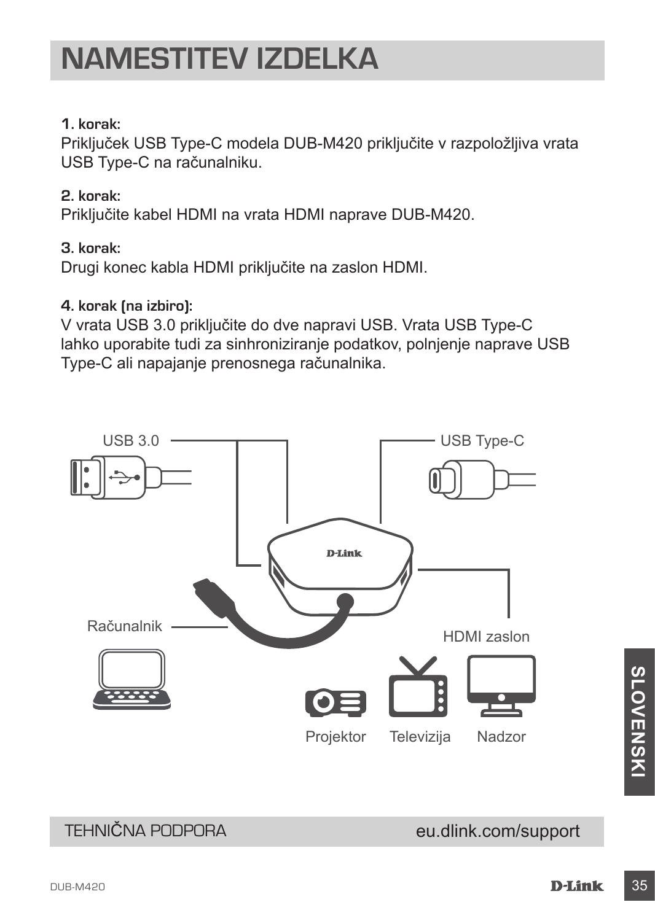# NAMESTITEV IZDELKA

**1. korak:**
Priključek USB Type-C modela DUB-M420 priključite v razpoložljiva vrata USB Type-C na računalniku.

**2. korak:**
Priključite kabel HDMI na vrata HDMI naprave DUB-M420.

**3. korak:**
Drugi konec kabla HDMI priključite na zaslon HDMI.

**4. korak (na izbiro):**
V vrata USB 3.0 priključite do dve napravi USB. Vrata USB Type-C lahko uporabite tudi za sinhroniziranje podatkov, polnjenje naprave USB Type-C ali napajanje prenosnega računalnika.

USB 3.0

USB Type-C

Računalnik

HDMI zaslon

Projektor Televizija Nadzor

TEHNIČNA PODPORA eu.dlink.com/support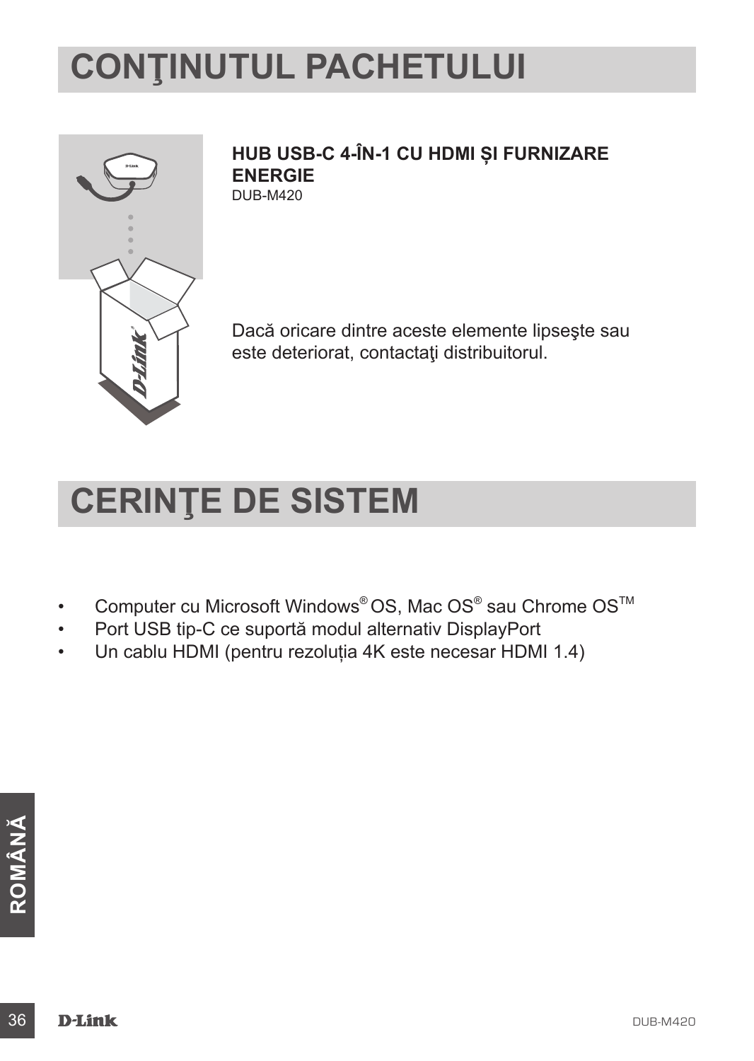# CONŢINUTUL PACHETULUI

**HUB USB-C 4-ÎN-1 CU HDMI ȘI FURNIZARE ENERGIE**
DUB-M420

Dacă oricare dintre aceste elemente lipseşte sau este deteriorat, contactaţi distribuitorul.

# CERINŢE DE SISTEM

- Computer cu Microsoft Windows® OS, Mac OS® sau Chrome OS™
- Port USB tip-C ce suportă modul alternativ DisplayPort
- Un cablu HDMI (pentru rezoluția 4K este necesar HDMI 1.4)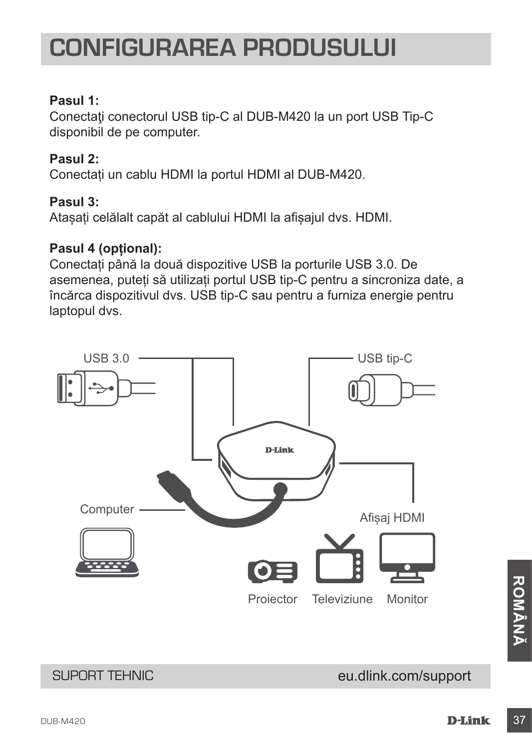# CONFIGURAREA PRODUSULUI

**Pasul 1:**
Conectaţi conectorul USB tip-C al DUB-M420 la un port USB Tip-C disponibil de pe computer.

**Pasul 2:**
Conectați un cablu HDMI la portul HDMI al DUB-M420.

**Pasul 3:**
Atașați celălalt capăt al cablului HDMI la afișajul dvs. HDMI.

**Pasul 4 (opţional):**
Conectați până la două dispozitive USB la porturile USB 3.0. De asemenea, puteți să utilizați portul USB tip-C pentru a sincroniza date, a încărca dispozitivul dvs. USB tip-C sau pentru a furniza energie pentru laptopul dvs.

USB 3.0

USB tip-C

Computer

Afișaj HDMI

Proiector Televiziune Monitor

ROMÂNĂ

SUPORT TEHNIC eu.dlink.com/support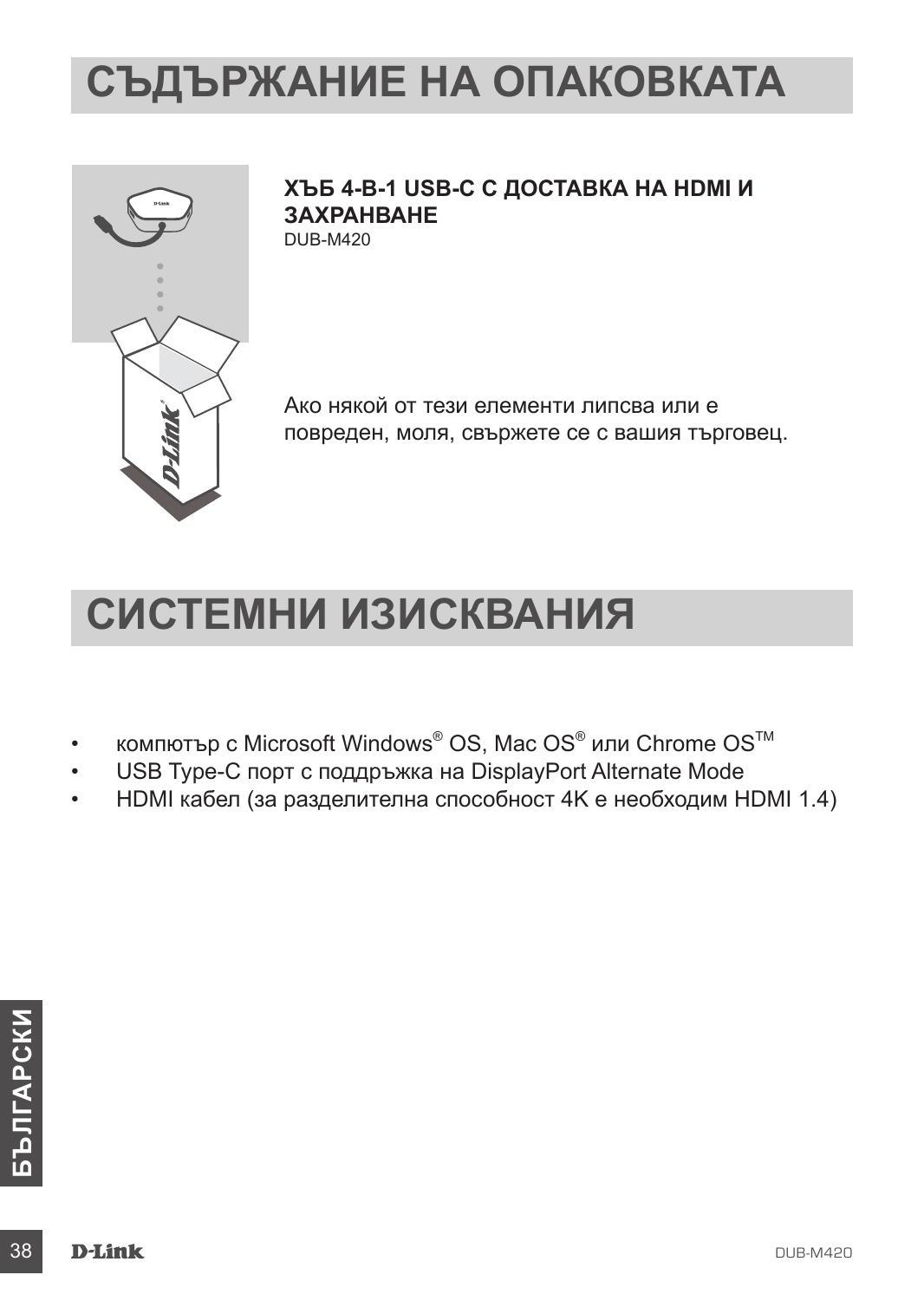# СЪДЪРЖАНИЕ НА ОПАКОВКАТА

**ХЪБ 4-В-1 USB-C С ДОСТАВКА НА HDMI И ЗАХРАНВАНЕ**
DUB-M420

Ако някой от тези елементи липсва или е повреден, моля, свържете се с вашия търговец.

# СИСТЕМНИ ИЗИСКВАНИЯ

- компютър с Microsoft Windows® OS, Mac OS® или Chrome OS™
- USB Type-C порт с поддръжка на DisplayPort Alternate Mode
- HDMI кабел (за разделителна способност 4K е необходим HDMI 1.4)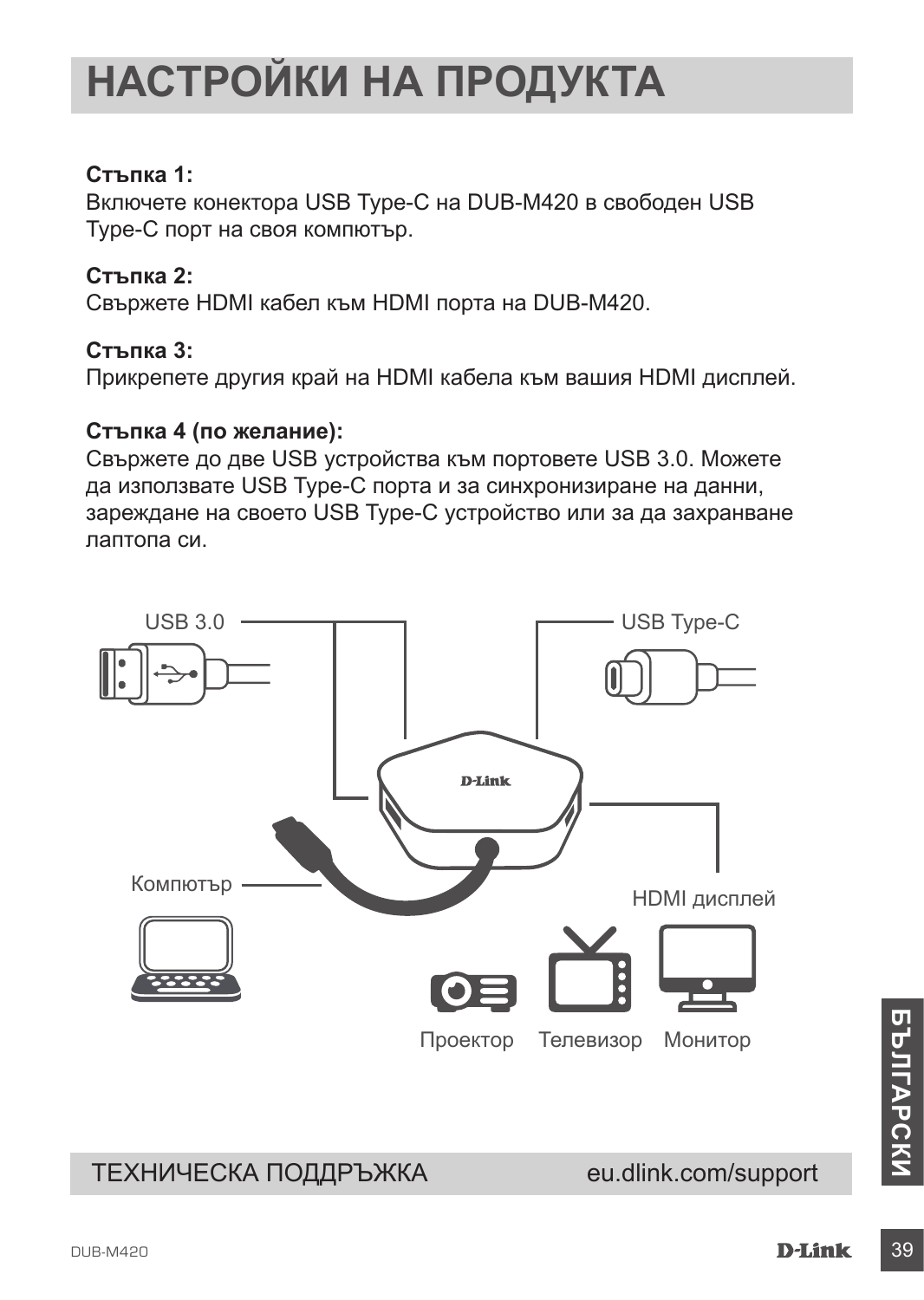# НАСТРОЙКИ НА ПРОДУКТА

**Стъпка 1:**
Включете конектора USB Type-C на DUB-M420 в свободен USB Type-C порт на своя компютър.

**Стъпка 2:**
Свържете HDMI кабел към HDMI порта на DUB-M420.

**Стъпка 3:**
Прикрепете другия край на HDMI кабела към вашия HDMI дисплей.

**Стъпка 4 (по желание):**
Свържете до две USB устройства към портовете USB 3.0. Можете да използвате USB Type-C порта и за синхронизиране на данни, зареждане на своето USB Type-C устройство или за да захранване лаптопа си.

USB 3.0

USB Type-C

Компютър

HDMI дисплей

Проектор Телевизор Монитор

ТЕХНИЧЕСКА ПОДДРЪЖКА eu.dlink.com/support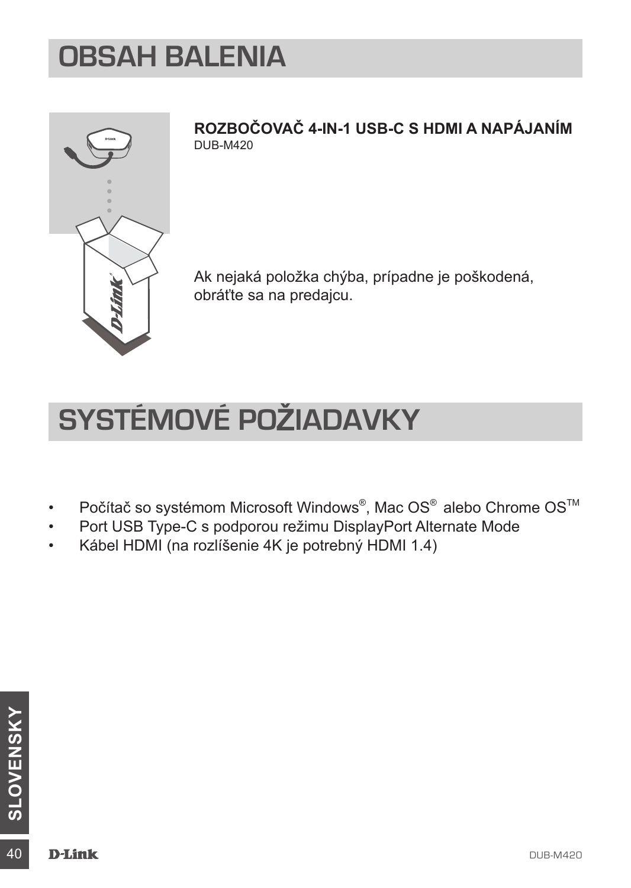# OBSAH BALENIA

**ROZBOČOVAČ 4-IN-1 USB-C S HDMI A NAPÁJANÍM**
DUB-M420

Ak nejaká položka chýba, prípadne je poškodená, obráťte sa na predajcu.

# SYSTÉMOVÉ POŽIADAVKY

- Počítač so systémom Microsoft Windows®, Mac OS® alebo Chrome OS™
- Port USB Type-C s podporou režimu DisplayPort Alternate Mode
- Kábel HDMI (na rozlíšenie 4K je potrebný HDMI 1.4)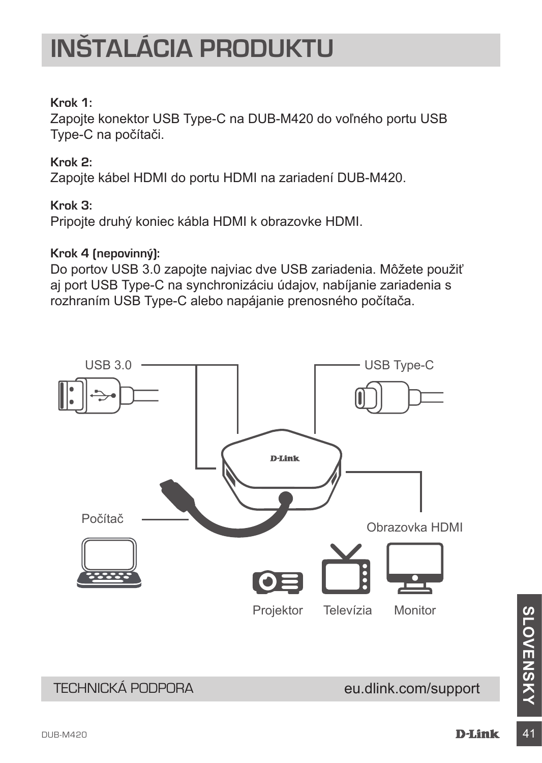# INŠTALÁCIA PRODUKTU

**Krok 1:**
Zapojte konektor USB Type-C na DUB-M420 do voľného portu USB Type-C na počítači.

**Krok 2:**
Zapojte kábel HDMI do portu HDMI na zariadení DUB-M420.

**Krok 3:**
Pripojte druhý koniec kábla HDMI k obrazovke HDMI.

**Krok 4 (nepovinný):**
Do portov USB 3.0 zapojte najviac dve USB zariadenia. Môžete použiť aj port USB Type-C na synchronizáciu údajov, nabíjanie zariadenia s rozhraním USB Type-C alebo napájanie prenosného počítača.

USB 3.0

USB Type-C

Počítač

Obrazovka HDMI

Projektor

Televízia

Monitor

TECHNICKÁ PODPORA eu.dlink.com/support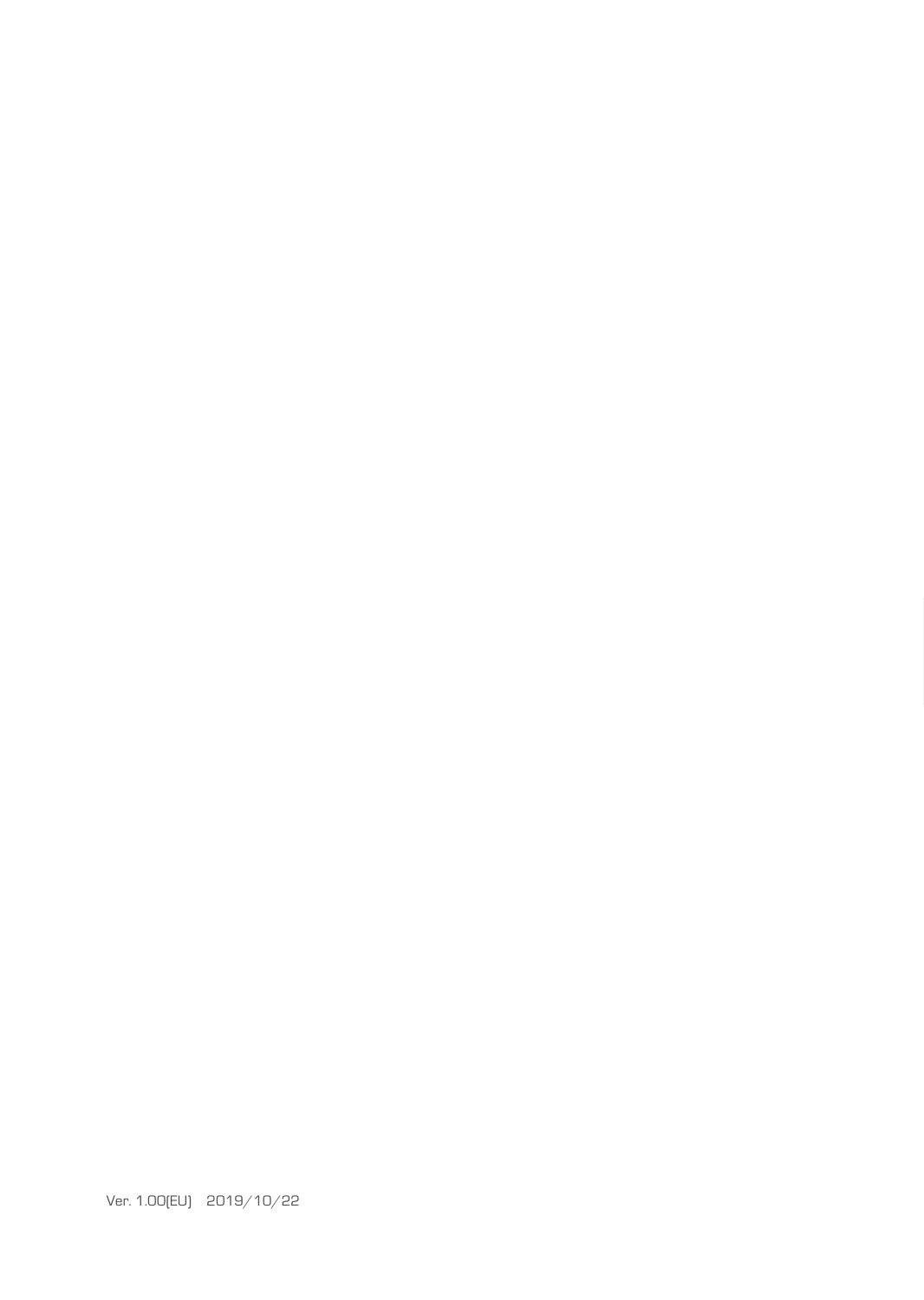Ver. 1.00(EU)　2019/10/22